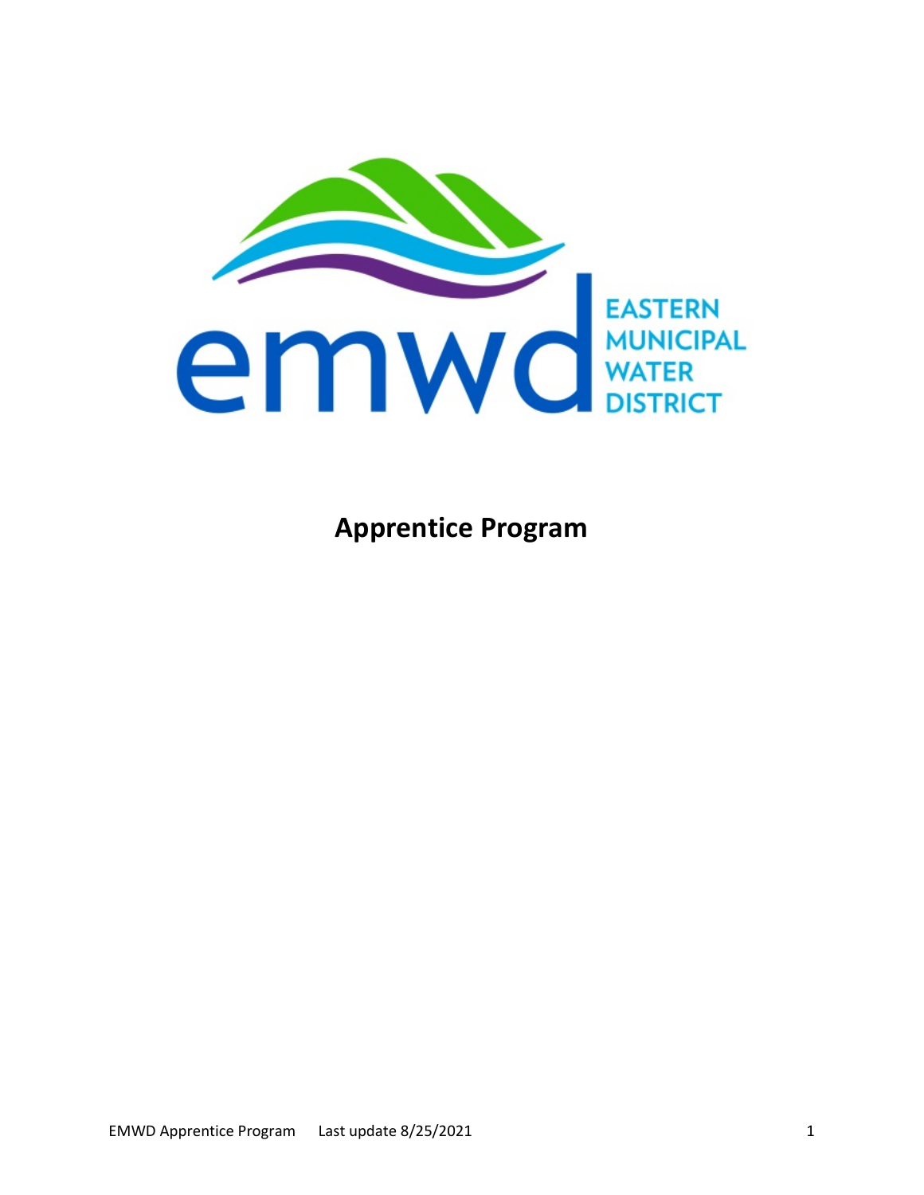# Apprentice Program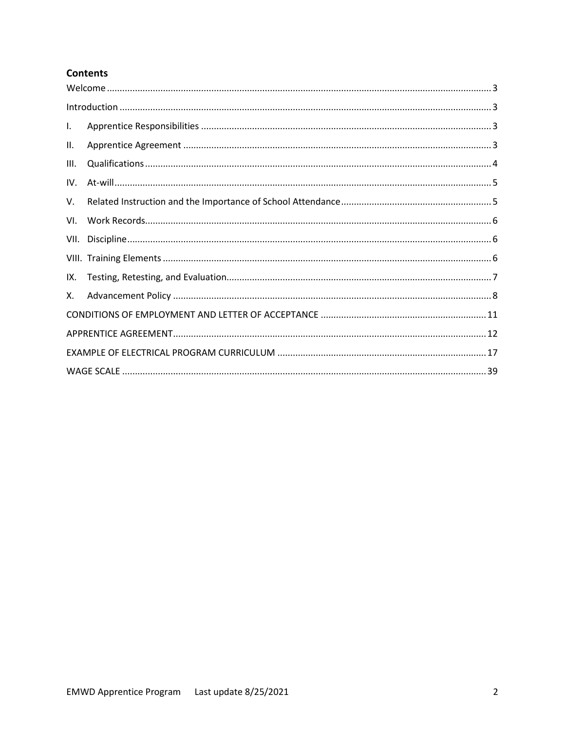## Contents

Welcome ..... 3

Introduction ..... 3

I. Apprentice Responsibilities ..... 3

II. Apprentice Agreement ..... 3

III. Qualifications ..... 4

IV. At-will ..... 5

V. Related Instruction and the Importance of School Attendance ..... 5

VI. Work Records ..... 6

VII. Discipline ..... 6

VIII. Training Elements ..... 6

IX. Testing, Retesting, and Evaluation ..... 7

X. Advancement Policy ..... 8

CONDITIONS OF EMPLOYMENT AND LETTER OF ACCEPTANCE ..... 11

APPRENTICE AGREEMENT ..... 12

EXAMPLE OF ELECTRICAL PROGRAM CURRICULUM ..... 17

WAGE SCALE ..... 39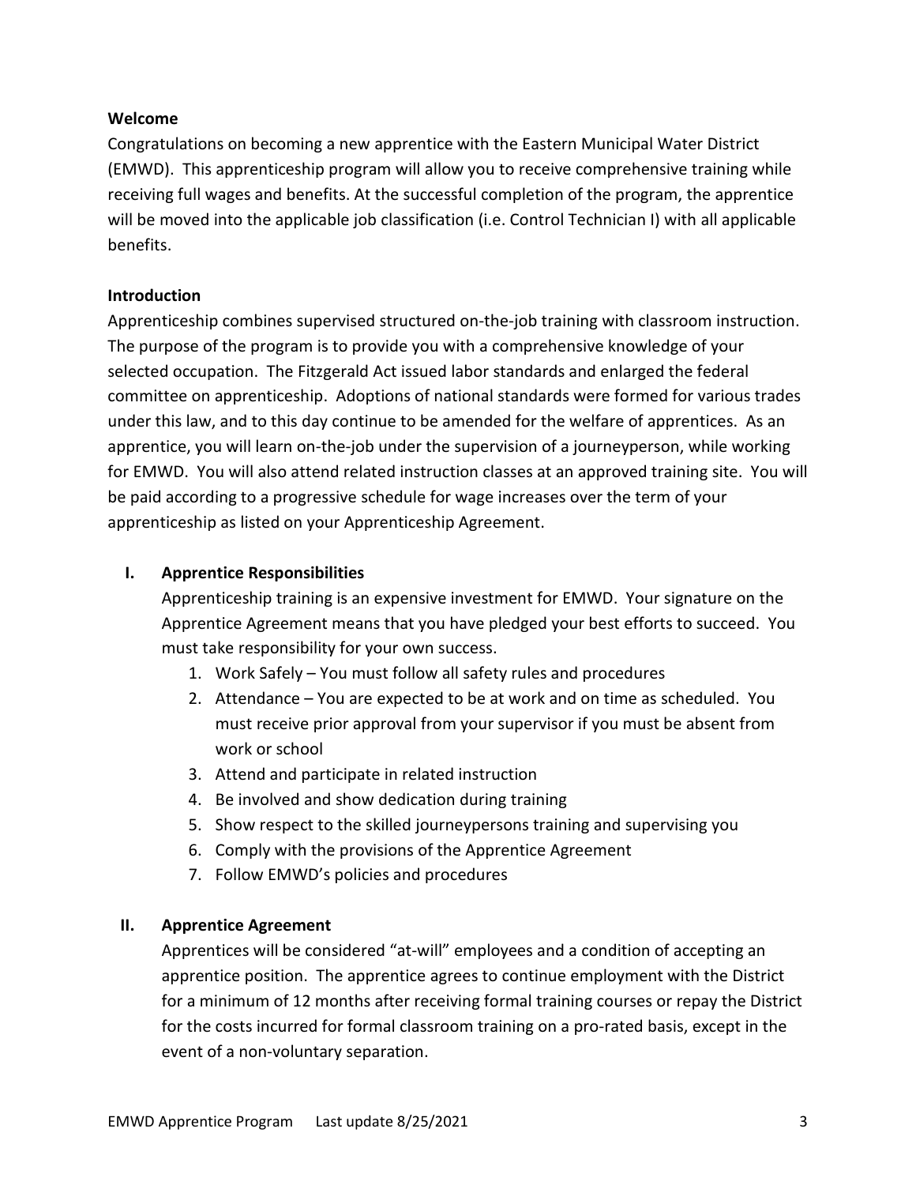**Welcome**

Congratulations on becoming a new apprentice with the Eastern Municipal Water District (EMWD). This apprenticeship program will allow you to receive comprehensive training while receiving full wages and benefits. At the successful completion of the program, the apprentice will be moved into the applicable job classification (i.e. Control Technician I) with all applicable benefits.

**Introduction**

Apprenticeship combines supervised structured on-the-job training with classroom instruction. The purpose of the program is to provide you with a comprehensive knowledge of your selected occupation. The Fitzgerald Act issued labor standards and enlarged the federal committee on apprenticeship. Adoptions of national standards were formed for various trades under this law, and to this day continue to be amended for the welfare of apprentices. As an apprentice, you will learn on-the-job under the supervision of a journeyperson, while working for EMWD. You will also attend related instruction classes at an approved training site. You will be paid according to a progressive schedule for wage increases over the term of your apprenticeship as listed on your Apprenticeship Agreement.

## I. Apprentice Responsibilities

Apprenticeship training is an expensive investment for EMWD. Your signature on the Apprentice Agreement means that you have pledged your best efforts to succeed. You must take responsibility for your own success.

1. Work Safely – You must follow all safety rules and procedures
2. Attendance – You are expected to be at work and on time as scheduled. You must receive prior approval from your supervisor if you must be absent from work or school
3. Attend and participate in related instruction
4. Be involved and show dedication during training
5. Show respect to the skilled journeypersons training and supervising you
6. Comply with the provisions of the Apprentice Agreement
7. Follow EMWD's policies and procedures

## II. Apprentice Agreement

Apprentices will be considered "at-will" employees and a condition of accepting an apprentice position. The apprentice agrees to continue employment with the District for a minimum of 12 months after receiving formal training courses or repay the District for the costs incurred for formal classroom training on a pro-rated basis, except in the event of a non-voluntary separation.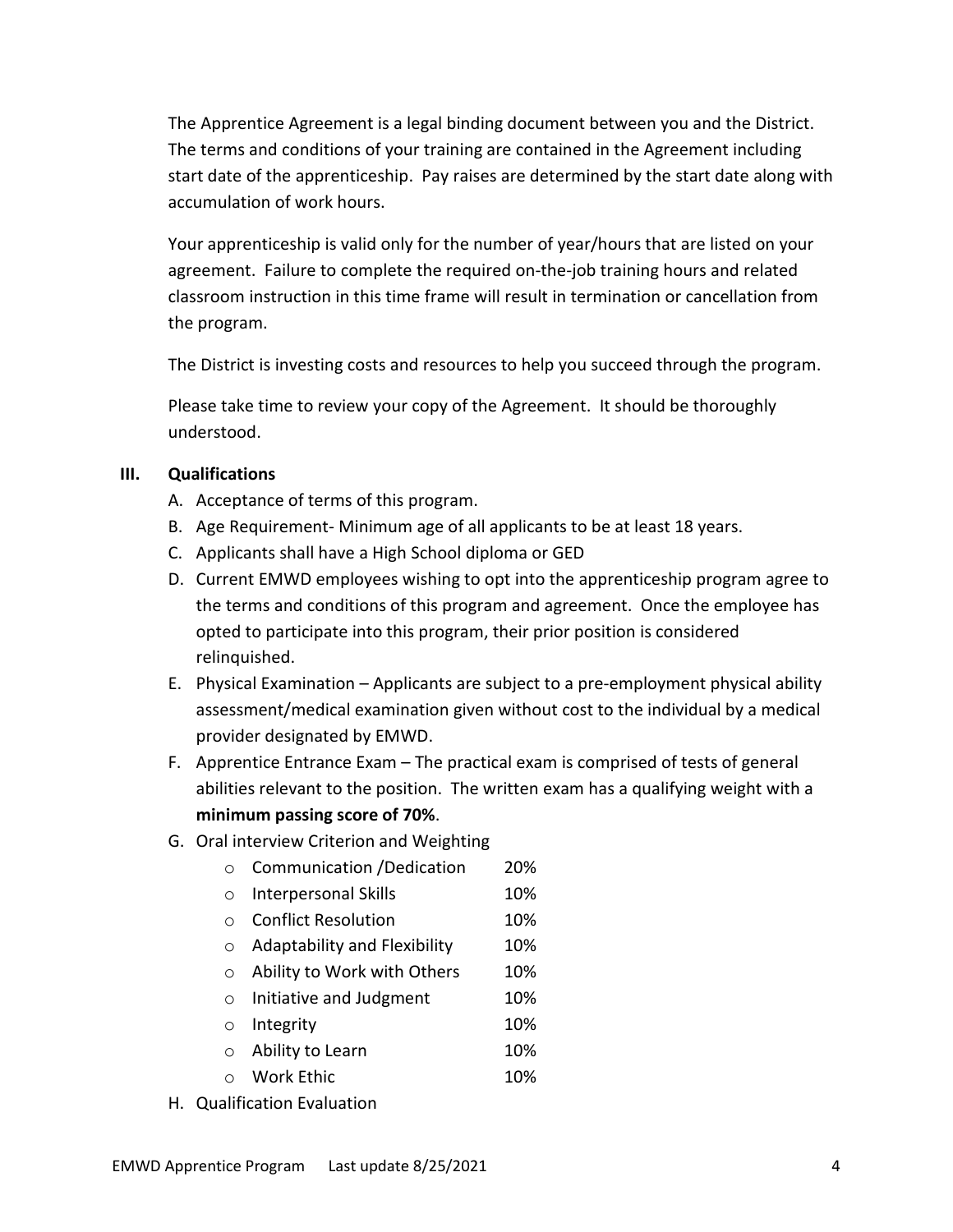The Apprentice Agreement is a legal binding document between you and the District. The terms and conditions of your training are contained in the Agreement including start date of the apprenticeship. Pay raises are determined by the start date along with accumulation of work hours.

Your apprenticeship is valid only for the number of year/hours that are listed on your agreement. Failure to complete the required on-the-job training hours and related classroom instruction in this time frame will result in termination or cancellation from the program.

The District is investing costs and resources to help you succeed through the program.

Please take time to review your copy of the Agreement. It should be thoroughly understood.

## III. Qualifications

A. Acceptance of terms of this program.
B. Age Requirement- Minimum age of all applicants to be at least 18 years.
C. Applicants shall have a High School diploma or GED
D. Current EMWD employees wishing to opt into the apprenticeship program agree to the terms and conditions of this program and agreement. Once the employee has opted to participate into this program, their prior position is considered relinquished.
E. Physical Examination – Applicants are subject to a pre-employment physical ability assessment/medical examination given without cost to the individual by a medical provider designated by EMWD.
F. Apprentice Entrance Exam – The practical exam is comprised of tests of general abilities relevant to the position. The written exam has a qualifying weight with a **minimum passing score of 70%**.
G. Oral interview Criterion and Weighting
    - Communication /Dedication 20%
    - Interpersonal Skills 10%
    - Conflict Resolution 10%
    - Adaptability and Flexibility 10%
    - Ability to Work with Others 10%
    - Initiative and Judgment 10%
    - Integrity 10%
    - Ability to Learn 10%
    - Work Ethic 10%
H. Qualification Evaluation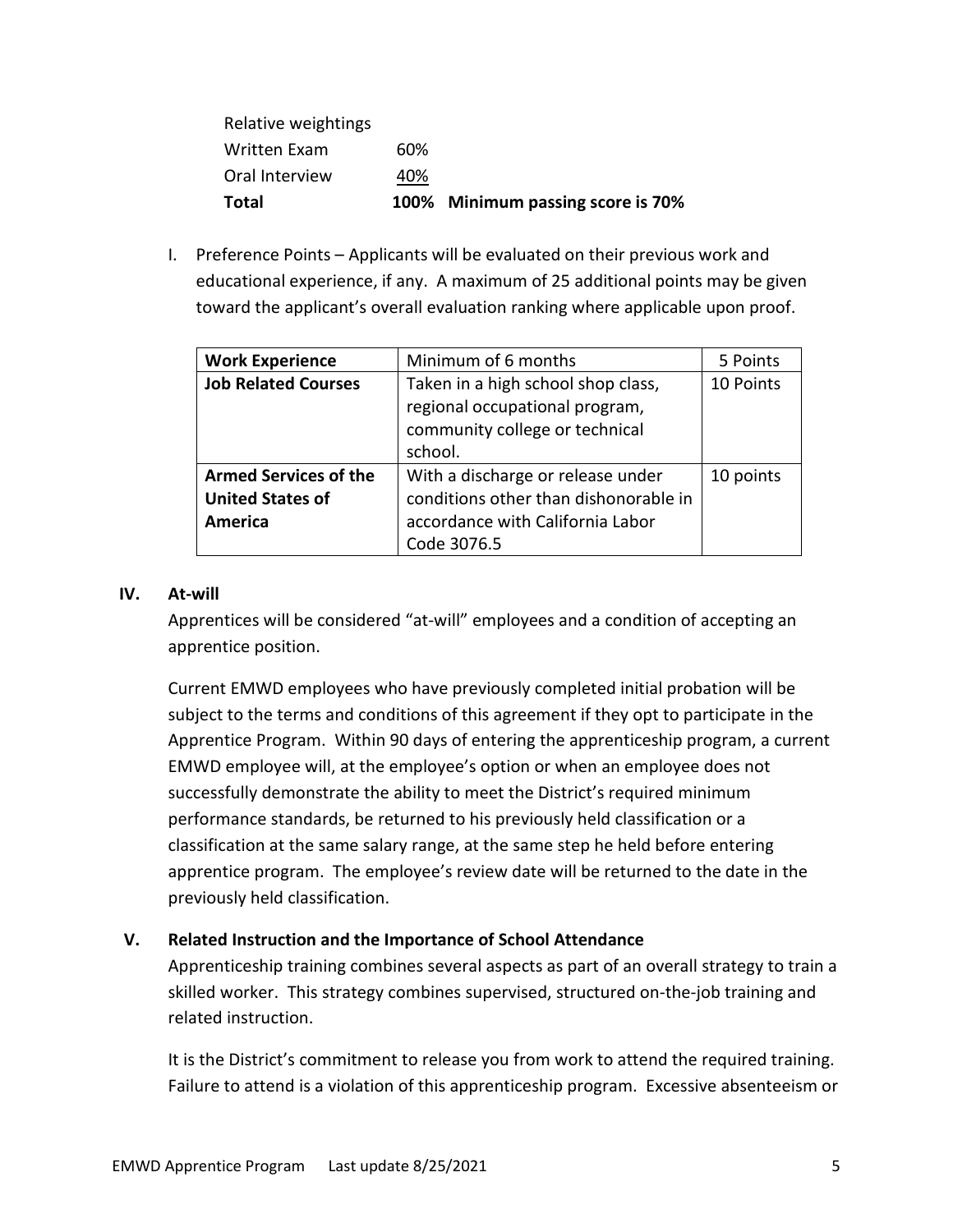| | | |
|---|---|---|
| Relative weightings | | |
| Written Exam | 60% | |
| Oral Interview | 40% | |
| **Total** | **100%** | **Minimum passing score is 70%** |

I. Preference Points – Applicants will be evaluated on their previous work and educational experience, if any. A maximum of 25 additional points may be given toward the applicant's overall evaluation ranking where applicable upon proof.

| | | |
|---|---|---|
| **Work Experience** | Minimum of 6 months | 5 Points |
| **Job Related Courses** | Taken in a high school shop class, regional occupational program, community college or technical school. | 10 Points |
| **Armed Services of the United States of America** | With a discharge or release under conditions other than dishonorable in accordance with California Labor Code 3076.5 | 10 points |

## IV. At-will

Apprentices will be considered "at-will" employees and a condition of accepting an apprentice position.

Current EMWD employees who have previously completed initial probation will be subject to the terms and conditions of this agreement if they opt to participate in the Apprentice Program. Within 90 days of entering the apprenticeship program, a current EMWD employee will, at the employee's option or when an employee does not successfully demonstrate the ability to meet the District's required minimum performance standards, be returned to his previously held classification or a classification at the same salary range, at the same step he held before entering apprentice program. The employee's review date will be returned to the date in the previously held classification.

## V. Related Instruction and the Importance of School Attendance

Apprenticeship training combines several aspects as part of an overall strategy to train a skilled worker. This strategy combines supervised, structured on-the-job training and related instruction.

It is the District's commitment to release you from work to attend the required training. Failure to attend is a violation of this apprenticeship program. Excessive absenteeism or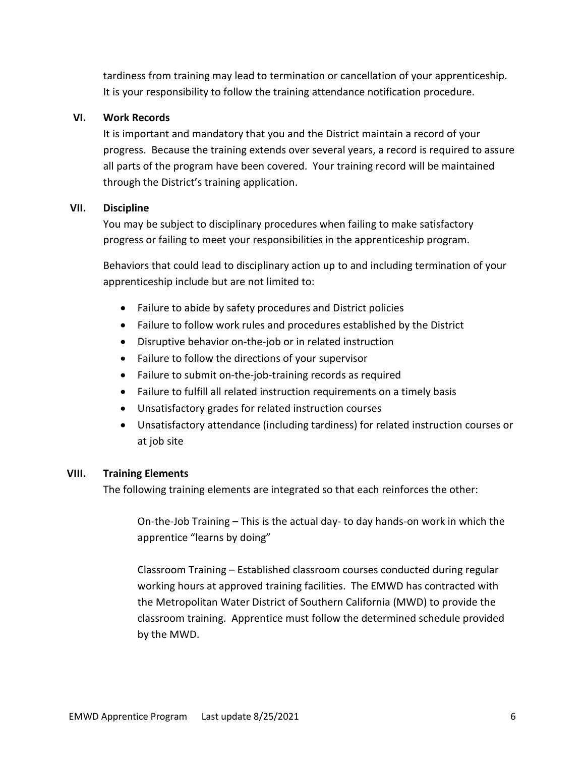tardiness from training may lead to termination or cancellation of your apprenticeship. It is your responsibility to follow the training attendance notification procedure.

## VI. Work Records

It is important and mandatory that you and the District maintain a record of your progress. Because the training extends over several years, a record is required to assure all parts of the program have been covered. Your training record will be maintained through the District's training application.

## VII. Discipline

You may be subject to disciplinary procedures when failing to make satisfactory progress or failing to meet your responsibilities in the apprenticeship program.

Behaviors that could lead to disciplinary action up to and including termination of your apprenticeship include but are not limited to:

- Failure to abide by safety procedures and District policies
- Failure to follow work rules and procedures established by the District
- Disruptive behavior on-the-job or in related instruction
- Failure to follow the directions of your supervisor
- Failure to submit on-the-job-training records as required
- Failure to fulfill all related instruction requirements on a timely basis
- Unsatisfactory grades for related instruction courses
- Unsatisfactory attendance (including tardiness) for related instruction courses or at job site

## VIII. Training Elements

The following training elements are integrated so that each reinforces the other:

On-the-Job Training – This is the actual day- to day hands-on work in which the apprentice "learns by doing"

Classroom Training – Established classroom courses conducted during regular working hours at approved training facilities. The EMWD has contracted with the Metropolitan Water District of Southern California (MWD) to provide the classroom training. Apprentice must follow the determined schedule provided by the MWD.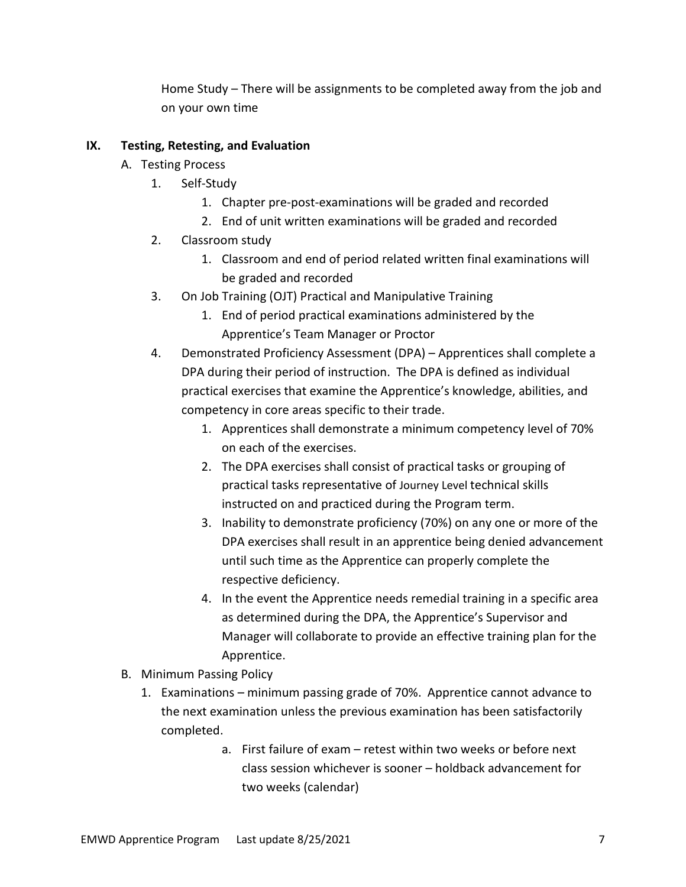Home Study – There will be assignments to be completed away from the job and on your own time

## IX. Testing, Retesting, and Evaluation

A. Testing Process

1. Self-Study
    1. Chapter pre-post-examinations will be graded and recorded
    2. End of unit written examinations will be graded and recorded
2. Classroom study
    1. Classroom and end of period related written final examinations will be graded and recorded
3. On Job Training (OJT) Practical and Manipulative Training
    1. End of period practical examinations administered by the Apprentice's Team Manager or Proctor
4. Demonstrated Proficiency Assessment (DPA) – Apprentices shall complete a DPA during their period of instruction. The DPA is defined as individual practical exercises that examine the Apprentice's knowledge, abilities, and competency in core areas specific to their trade.
    1. Apprentices shall demonstrate a minimum competency level of 70% on each of the exercises.
    2. The DPA exercises shall consist of practical tasks or grouping of practical tasks representative of Journey Level technical skills instructed on and practiced during the Program term.
    3. Inability to demonstrate proficiency (70%) on any one or more of the DPA exercises shall result in an apprentice being denied advancement until such time as the Apprentice can properly complete the respective deficiency.
    4. In the event the Apprentice needs remedial training in a specific area as determined during the DPA, the Apprentice's Supervisor and Manager will collaborate to provide an effective training plan for the Apprentice.

B. Minimum Passing Policy

1. Examinations – minimum passing grade of 70%. Apprentice cannot advance to the next examination unless the previous examination has been satisfactorily completed.
    a. First failure of exam – retest within two weeks or before next class session whichever is sooner – holdback advancement for two weeks (calendar)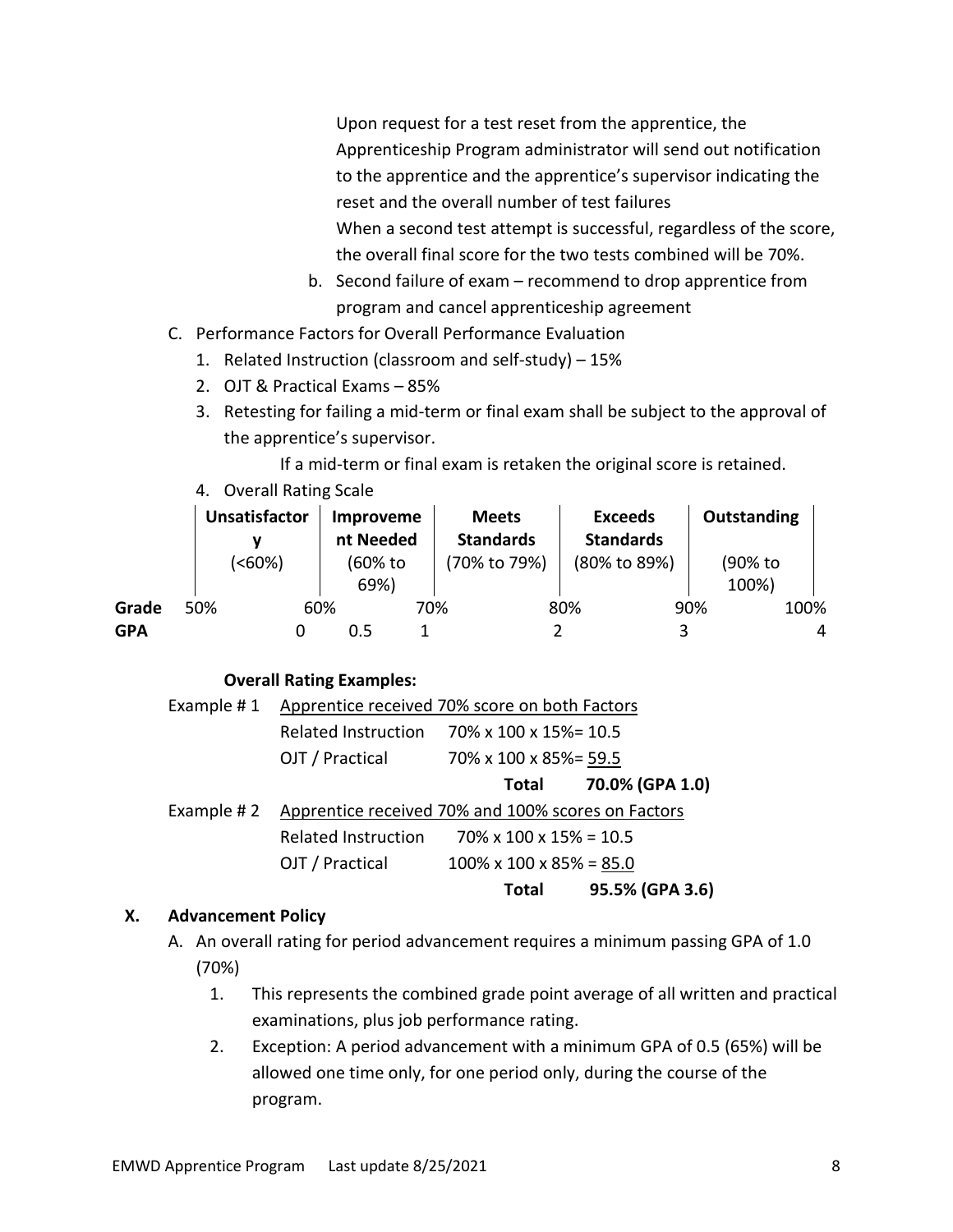Upon request for a test reset from the apprentice, the Apprenticeship Program administrator will send out notification to the apprentice and the apprentice's supervisor indicating the reset and the overall number of test failures

When a second test attempt is successful, regardless of the score, the overall final score for the two tests combined will be 70%.

b. Second failure of exam – recommend to drop apprentice from program and cancel apprenticeship agreement

C. Performance Factors for Overall Performance Evaluation
   1. Related Instruction (classroom and self-study) – 15%
   2. OJT & Practical Exams – 85%
   3. Retesting for failing a mid-term or final exam shall be subject to the approval of the apprentice's supervisor.

      If a mid-term or final exam is retaken the original score is retained.

   4. Overall Rating Scale

| | Unsatisfactory (<60%) | Improvement Needed (60% to 69%) | Meets Standards (70% to 79%) | Exceeds Standards (80% to 89%) | Outstanding (90% to 100%) |
|---|---|---|---|---|---|
| Grade | 50% – 60% | 60% – 70% | 70% – 80% | 80% – 90% | 90% – 100% |
| GPA | 0 | 0.5 – 1 | 1 – 2 | 2 – 3 | 3 – 4 |

**Overall Rating Examples:**

Example # 1 Apprentice received 70% score on both Factors

| | | |
|---|---|---|
| Related Instruction | 70% x 100 x 15%= 10.5 | |
| OJT / Practical | 70% x 100 x 85%= 59.5 | |
| | **Total** | **70.0% (GPA 1.0)** |

Example # 2 Apprentice received 70% and 100% scores on Factors

| | | |
|---|---|---|
| Related Instruction | 70% x 100 x 15% = 10.5 | |
| OJT / Practical | 100% x 100 x 85% = 85.0 | |
| | **Total** | **95.5% (GPA 3.6)** |

## X. Advancement Policy

A. An overall rating for period advancement requires a minimum passing GPA of 1.0 (70%)
   1. This represents the combined grade point average of all written and practical examinations, plus job performance rating.
   2. Exception: A period advancement with a minimum GPA of 0.5 (65%) will be allowed one time only, for one period only, during the course of the program.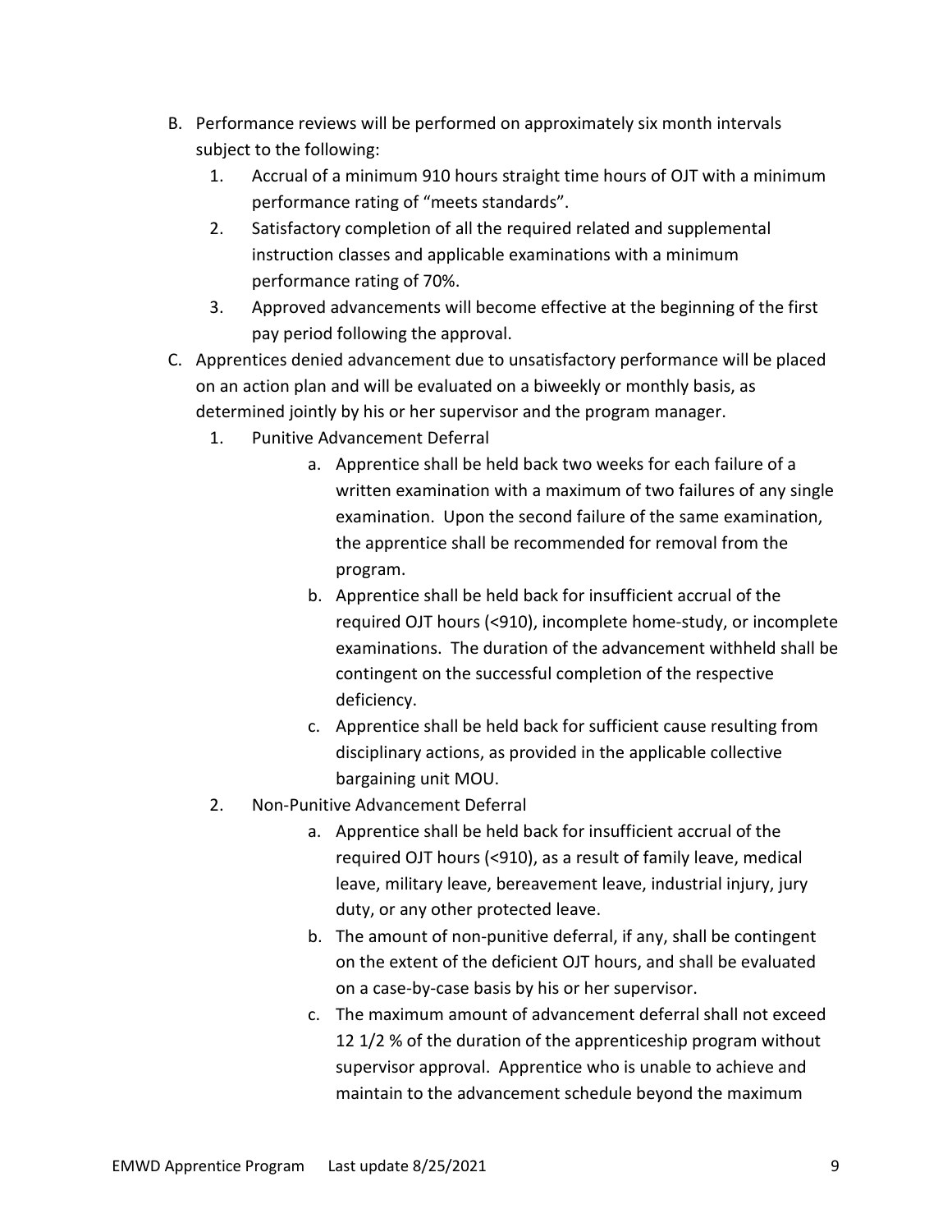B. Performance reviews will be performed on approximately six month intervals subject to the following:
   1. Accrual of a minimum 910 hours straight time hours of OJT with a minimum performance rating of "meets standards".
   2. Satisfactory completion of all the required related and supplemental instruction classes and applicable examinations with a minimum performance rating of 70%.
   3. Approved advancements will become effective at the beginning of the first pay period following the approval.

C. Apprentices denied advancement due to unsatisfactory performance will be placed on an action plan and will be evaluated on a biweekly or monthly basis, as determined jointly by his or her supervisor and the program manager.
   1. Punitive Advancement Deferral
      a. Apprentice shall be held back two weeks for each failure of a written examination with a maximum of two failures of any single examination. Upon the second failure of the same examination, the apprentice shall be recommended for removal from the program.
      b. Apprentice shall be held back for insufficient accrual of the required OJT hours (<910), incomplete home-study, or incomplete examinations. The duration of the advancement withheld shall be contingent on the successful completion of the respective deficiency.
      c. Apprentice shall be held back for sufficient cause resulting from disciplinary actions, as provided in the applicable collective bargaining unit MOU.
   2. Non-Punitive Advancement Deferral
      a. Apprentice shall be held back for insufficient accrual of the required OJT hours (<910), as a result of family leave, medical leave, military leave, bereavement leave, industrial injury, jury duty, or any other protected leave.
      b. The amount of non-punitive deferral, if any, shall be contingent on the extent of the deficient OJT hours, and shall be evaluated on a case-by-case basis by his or her supervisor.
      c. The maximum amount of advancement deferral shall not exceed 12 1/2 % of the duration of the apprenticeship program without supervisor approval. Apprentice who is unable to achieve and maintain to the advancement schedule beyond the maximum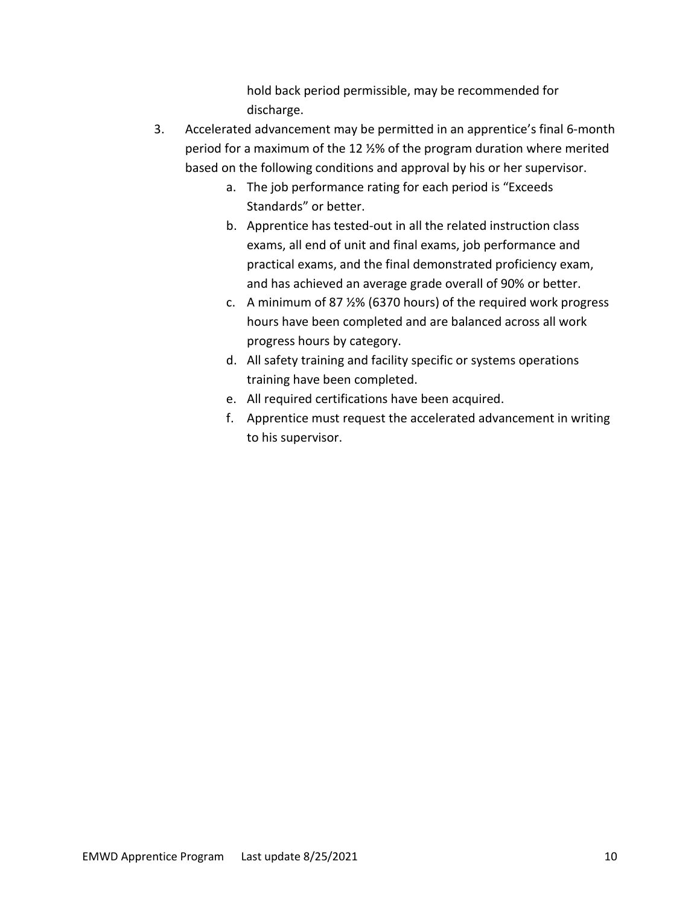hold back period permissible, may be recommended for discharge.

3. Accelerated advancement may be permitted in an apprentice's final 6-month period for a maximum of the 12 ½% of the program duration where merited based on the following conditions and approval by his or her supervisor.
    a. The job performance rating for each period is "Exceeds Standards" or better.
    b. Apprentice has tested-out in all the related instruction class exams, all end of unit and final exams, job performance and practical exams, and the final demonstrated proficiency exam, and has achieved an average grade overall of 90% or better.
    c. A minimum of 87 ½% (6370 hours) of the required work progress hours have been completed and are balanced across all work progress hours by category.
    d. All safety training and facility specific or systems operations training have been completed.
    e. All required certifications have been acquired.
    f. Apprentice must request the accelerated advancement in writing to his supervisor.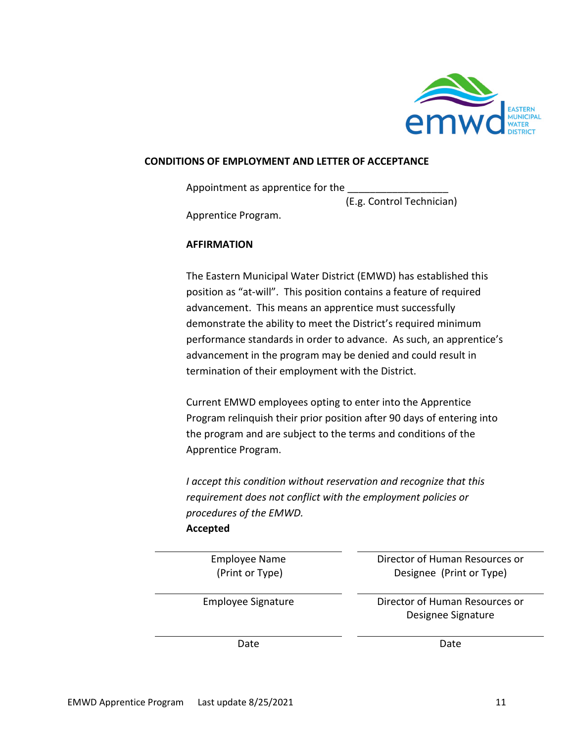## CONDITIONS OF EMPLOYMENT AND LETTER OF ACCEPTANCE

Appointment as apprentice for the _________________
(E.g. Control Technician)
Apprentice Program.

### AFFIRMATION

The Eastern Municipal Water District (EMWD) has established this position as "at-will". This position contains a feature of required advancement. This means an apprentice must successfully demonstrate the ability to meet the District's required minimum performance standards in order to advance. As such, an apprentice's advancement in the program may be denied and could result in termination of their employment with the District.

Current EMWD employees opting to enter into the Apprentice Program relinquish their prior position after 90 days of entering into the program and are subject to the terms and conditions of the Apprentice Program.

*I accept this condition without reservation and recognize that this requirement does not conflict with the employment policies or procedures of the EMWD.*

**Accepted**

| | |
|---|---|
| Employee Name (Print or Type) | Director of Human Resources or Designee (Print or Type) |
| Employee Signature | Director of Human Resources or Designee Signature |
| Date | Date |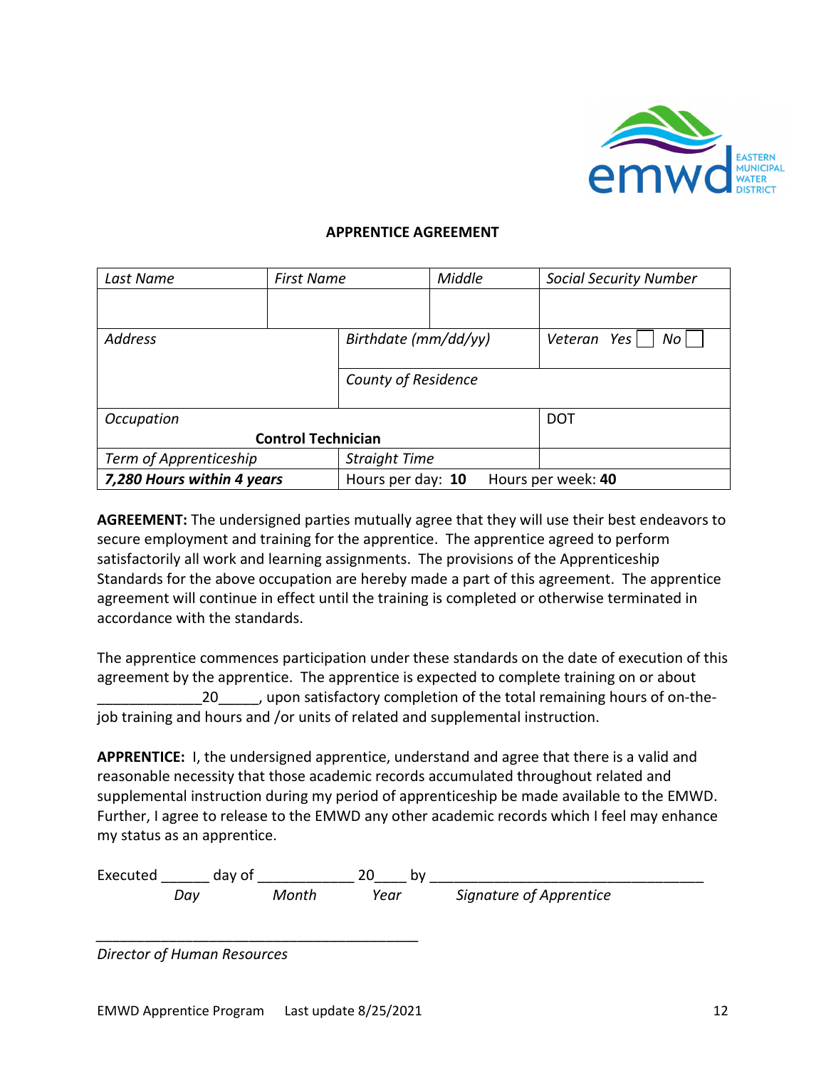## APPRENTICE AGREEMENT

| | | | |
|---|---|---|---|
| *Last Name* | *First Name* | *Middle* | *Social Security Number* |
| | | | |
| *Address* | *Birthdate (mm/dd/yy)* | | *Veteran* *Yes* ☐ *No* ☐ |
| | *County of Residence* | | |
| *Occupation* **Control Technician** | | | DOT |
| *Term of Apprenticeship* | *Straight Time* | | |
| ***7,280 Hours within 4 years*** | Hours per day: **10** | Hours per week: **40** | |

**AGREEMENT:** The undersigned parties mutually agree that they will use their best endeavors to secure employment and training for the apprentice. The apprentice agreed to perform satisfactorily all work and learning assignments. The provisions of the Apprenticeship Standards for the above occupation are hereby made a part of this agreement. The apprentice agreement will continue in effect until the training is completed or otherwise terminated in accordance with the standards.

The apprentice commences participation under these standards on the date of execution of this agreement by the apprentice. The apprentice is expected to complete training on or about _____________20_____, upon satisfactory completion of the total remaining hours of on-the-job training and hours and /or units of related and supplemental instruction.

**APPRENTICE:** I, the undersigned apprentice, understand and agree that there is a valid and reasonable necessity that those academic records accumulated throughout related and supplemental instruction during my period of apprenticeship be made available to the EMWD. Further, I agree to release to the EMWD any other academic records which I feel may enhance my status as an apprentice.

Executed ______ day of ____________ 20____ by __________________________________
*Day* *Month* *Year* *Signature of Apprentice*

_________________________________________
*Director of Human Resources*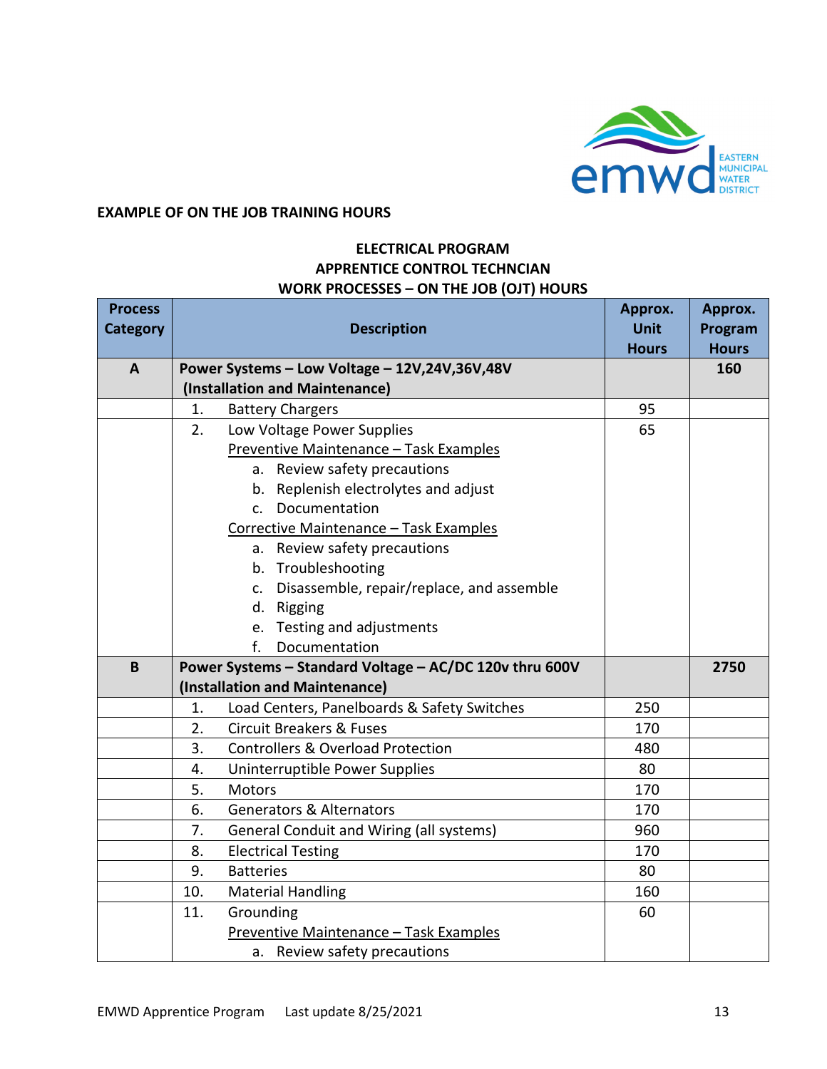**EXAMPLE OF ON THE JOB TRAINING HOURS**

**ELECTRICAL PROGRAM**
**APPRENTICE CONTROL TECHNCIAN**
**WORK PROCESSES – ON THE JOB (OJT) HOURS**

| Process Category | Description | Approx. Unit Hours | Approx. Program Hours |
|---|---|---|---|
| **A** | **Power Systems – Low Voltage – 12V,24V,36V,48V (Installation and Maintenance)** | | **160** |
| | 1. Battery Chargers | 95 | |
| | 2. Low Voltage Power Supplies<br>Preventive Maintenance – Task Examples<br>a. Review safety precautions<br>b. Replenish electrolytes and adjust<br>c. Documentation<br>Corrective Maintenance – Task Examples<br>a. Review safety precautions<br>b. Troubleshooting<br>c. Disassemble, repair/replace, and assemble<br>d. Rigging<br>e. Testing and adjustments<br>f. Documentation | 65 | |
| **B** | **Power Systems – Standard Voltage – AC/DC 120v thru 600V (Installation and Maintenance)** | | **2750** |
| | 1. Load Centers, Panelboards & Safety Switches | 250 | |
| | 2. Circuit Breakers & Fuses | 170 | |
| | 3. Controllers & Overload Protection | 480 | |
| | 4. Uninterruptible Power Supplies | 80 | |
| | 5. Motors | 170 | |
| | 6. Generators & Alternators | 170 | |
| | 7. General Conduit and Wiring (all systems) | 960 | |
| | 8. Electrical Testing | 170 | |
| | 9. Batteries | 80 | |
| | 10. Material Handling | 160 | |
| | 11. Grounding<br>Preventive Maintenance – Task Examples<br>a. Review safety precautions | 60 | |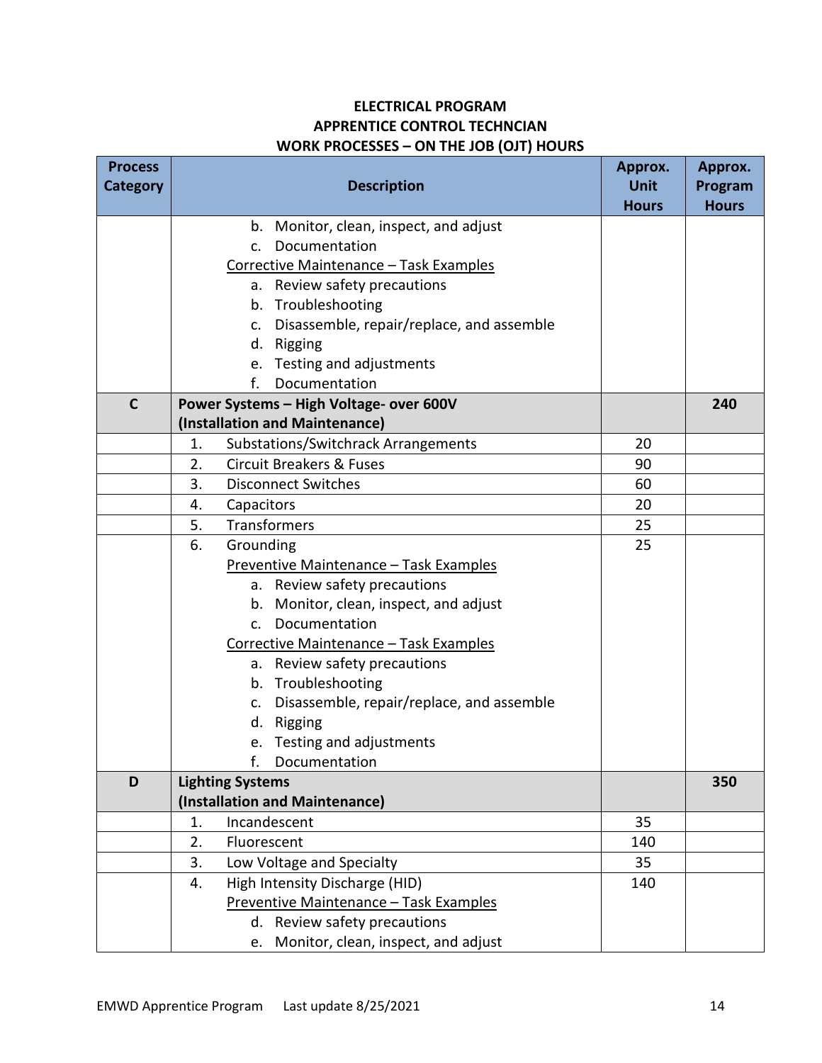**ELECTRICAL PROGRAM**
**APPRENTICE CONTROL TECHNCIAN**
**WORK PROCESSES – ON THE JOB (OJT) HOURS**

| Process Category | Description | Approx. Unit Hours | Approx. Program Hours |
|---|---|---|---|
| | b. Monitor, clean, inspect, and adjust<br>c. Documentation<br>Corrective Maintenance – Task Examples<br>a. Review safety precautions<br>b. Troubleshooting<br>c. Disassemble, repair/replace, and assemble<br>d. Rigging<br>e. Testing and adjustments<br>f. Documentation | | |
| **C** | **Power Systems – High Voltage- over 600V (Installation and Maintenance)** | | **240** |
| | 1. Substations/Switchrack Arrangements | 20 | |
| | 2. Circuit Breakers & Fuses | 90 | |
| | 3. Disconnect Switches | 60 | |
| | 4. Capacitors | 20 | |
| | 5. Transformers | 25 | |
| | 6. Grounding<br>Preventive Maintenance – Task Examples<br>a. Review safety precautions<br>b. Monitor, clean, inspect, and adjust<br>c. Documentation<br>Corrective Maintenance – Task Examples<br>a. Review safety precautions<br>b. Troubleshooting<br>c. Disassemble, repair/replace, and assemble<br>d. Rigging<br>e. Testing and adjustments<br>f. Documentation | 25 | |
| **D** | **Lighting Systems (Installation and Maintenance)** | | **350** |
| | 1. Incandescent | 35 | |
| | 2. Fluorescent | 140 | |
| | 3. Low Voltage and Specialty | 35 | |
| | 4. High Intensity Discharge (HID)<br>Preventive Maintenance – Task Examples<br>d. Review safety precautions<br>e. Monitor, clean, inspect, and adjust | 140 | |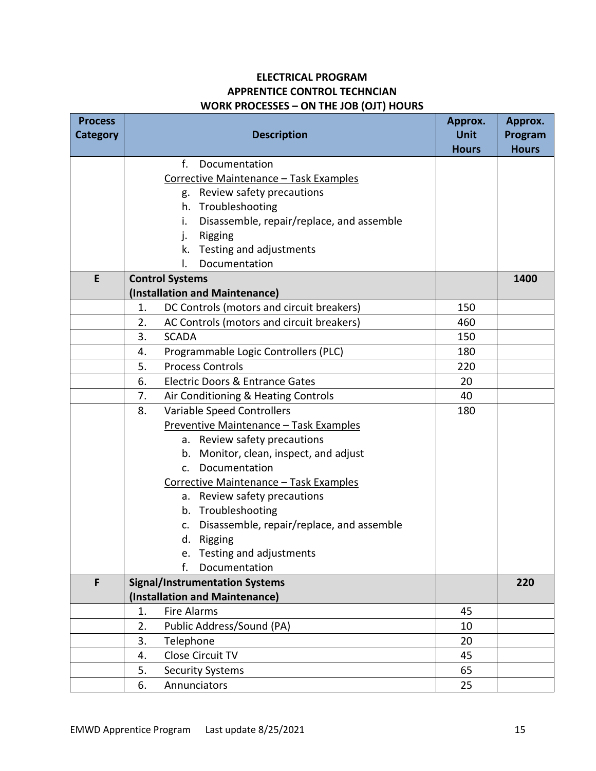**ELECTRICAL PROGRAM**
**APPRENTICE CONTROL TECHNCIAN**
**WORK PROCESSES – ON THE JOB (OJT) HOURS**

| Process Category | Description | Approx. Unit Hours | Approx. Program Hours |
|---|---|---|---|
| | f. Documentation<br>Corrective Maintenance – Task Examples<br>g. Review safety precautions<br>h. Troubleshooting<br>i. Disassemble, repair/replace, and assemble<br>j. Rigging<br>k. Testing and adjustments<br>l. Documentation | | |
| **E** | **Control Systems (Installation and Maintenance)** | | **1400** |
| | 1. DC Controls (motors and circuit breakers) | 150 | |
| | 2. AC Controls (motors and circuit breakers) | 460 | |
| | 3. SCADA | 150 | |
| | 4. Programmable Logic Controllers (PLC) | 180 | |
| | 5. Process Controls | 220 | |
| | 6. Electric Doors & Entrance Gates | 20 | |
| | 7. Air Conditioning & Heating Controls | 40 | |
| | 8. Variable Speed Controllers<br>Preventive Maintenance – Task Examples<br>a. Review safety precautions<br>b. Monitor, clean, inspect, and adjust<br>c. Documentation<br>Corrective Maintenance – Task Examples<br>a. Review safety precautions<br>b. Troubleshooting<br>c. Disassemble, repair/replace, and assemble<br>d. Rigging<br>e. Testing and adjustments<br>f. Documentation | 180 | |
| **F** | **Signal/Instrumentation Systems (Installation and Maintenance)** | | **220** |
| | 1. Fire Alarms | 45 | |
| | 2. Public Address/Sound (PA) | 10 | |
| | 3. Telephone | 20 | |
| | 4. Close Circuit TV | 45 | |
| | 5. Security Systems | 65 | |
| | 6. Annunciators | 25 | |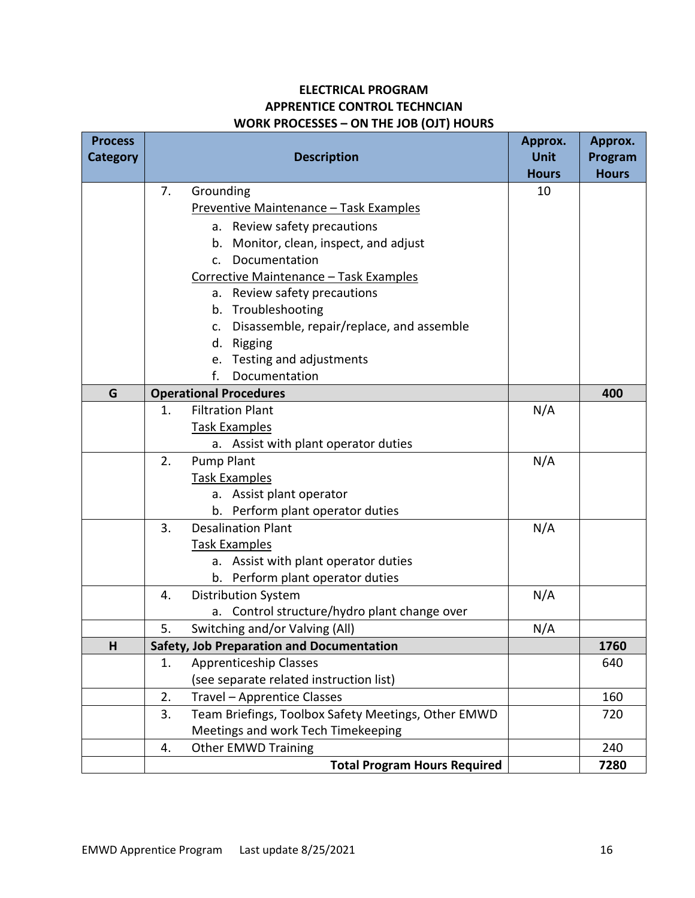**ELECTRICAL PROGRAM**
**APPRENTICE CONTROL TECHNCIAN**
**WORK PROCESSES – ON THE JOB (OJT) HOURS**

| Process Category | Description | Approx. Unit Hours | Approx. Program Hours |
|---|---|---|---|
| | 7. Grounding<br>Preventive Maintenance – Task Examples<br>a. Review safety precautions<br>b. Monitor, clean, inspect, and adjust<br>c. Documentation<br>Corrective Maintenance – Task Examples<br>a. Review safety precautions<br>b. Troubleshooting<br>c. Disassemble, repair/replace, and assemble<br>d. Rigging<br>e. Testing and adjustments<br>f. Documentation | 10 | |
| **G** | **Operational Procedures** | | **400** |
| | 1. Filtration Plant<br>Task Examples<br>a. Assist with plant operator duties | N/A | |
| | 2. Pump Plant<br>Task Examples<br>a. Assist plant operator<br>b. Perform plant operator duties | N/A | |
| | 3. Desalination Plant<br>Task Examples<br>a. Assist with plant operator duties<br>b. Perform plant operator duties | N/A | |
| | 4. Distribution System<br>a. Control structure/hydro plant change over | N/A | |
| | 5. Switching and/or Valving (All) | N/A | |
| **H** | **Safety, Job Preparation and Documentation** | | **1760** |
| | 1. Apprenticeship Classes<br>(see separate related instruction list) | | 640 |
| | 2. Travel – Apprentice Classes | | 160 |
| | 3. Team Briefings, Toolbox Safety Meetings, Other EMWD Meetings and work Tech Timekeeping | | 720 |
| | 4. Other EMWD Training | | 240 |
| | **Total Program Hours Required** | | **7280** |

EMWD Apprentice Program Last update 8/25/2021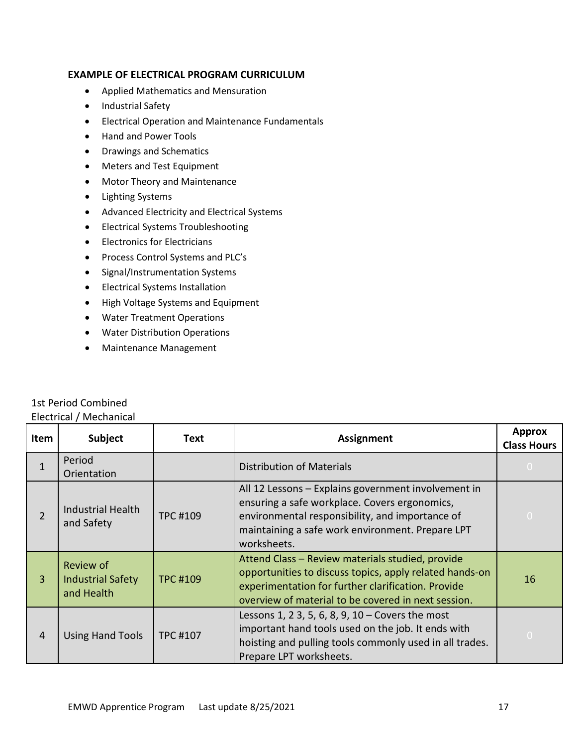**EXAMPLE OF ELECTRICAL PROGRAM CURRICULUM**

- Applied Mathematics and Mensuration
- Industrial Safety
- Electrical Operation and Maintenance Fundamentals
- Hand and Power Tools
- Drawings and Schematics
- Meters and Test Equipment
- Motor Theory and Maintenance
- Lighting Systems
- Advanced Electricity and Electrical Systems
- Electrical Systems Troubleshooting
- Electronics for Electricians
- Process Control Systems and PLC's
- Signal/Instrumentation Systems
- Electrical Systems Installation
- High Voltage Systems and Equipment
- Water Treatment Operations
- Water Distribution Operations
- Maintenance Management

1st Period Combined
Electrical / Mechanical

| Item | Subject | Text | Assignment | Approx Class Hours |
|---|---|---|---|---|
| 1 | Period Orientation | | Distribution of Materials | 0 |
| 2 | Industrial Health and Safety | TPC #109 | All 12 Lessons – Explains government involvement in ensuring a safe workplace. Covers ergonomics, environmental responsibility, and importance of maintaining a safe work environment. Prepare LPT worksheets. | 0 |
| 3 | Review of Industrial Safety and Health | TPC #109 | Attend Class – Review materials studied, provide opportunities to discuss topics, apply related hands-on experimentation for further clarification. Provide overview of material to be covered in next session. | 16 |
| 4 | Using Hand Tools | TPC #107 | Lessons 1, 2 3, 5, 6, 8, 9, 10 – Covers the most important hand tools used on the job. It ends with hoisting and pulling tools commonly used in all trades. Prepare LPT worksheets. | 0 |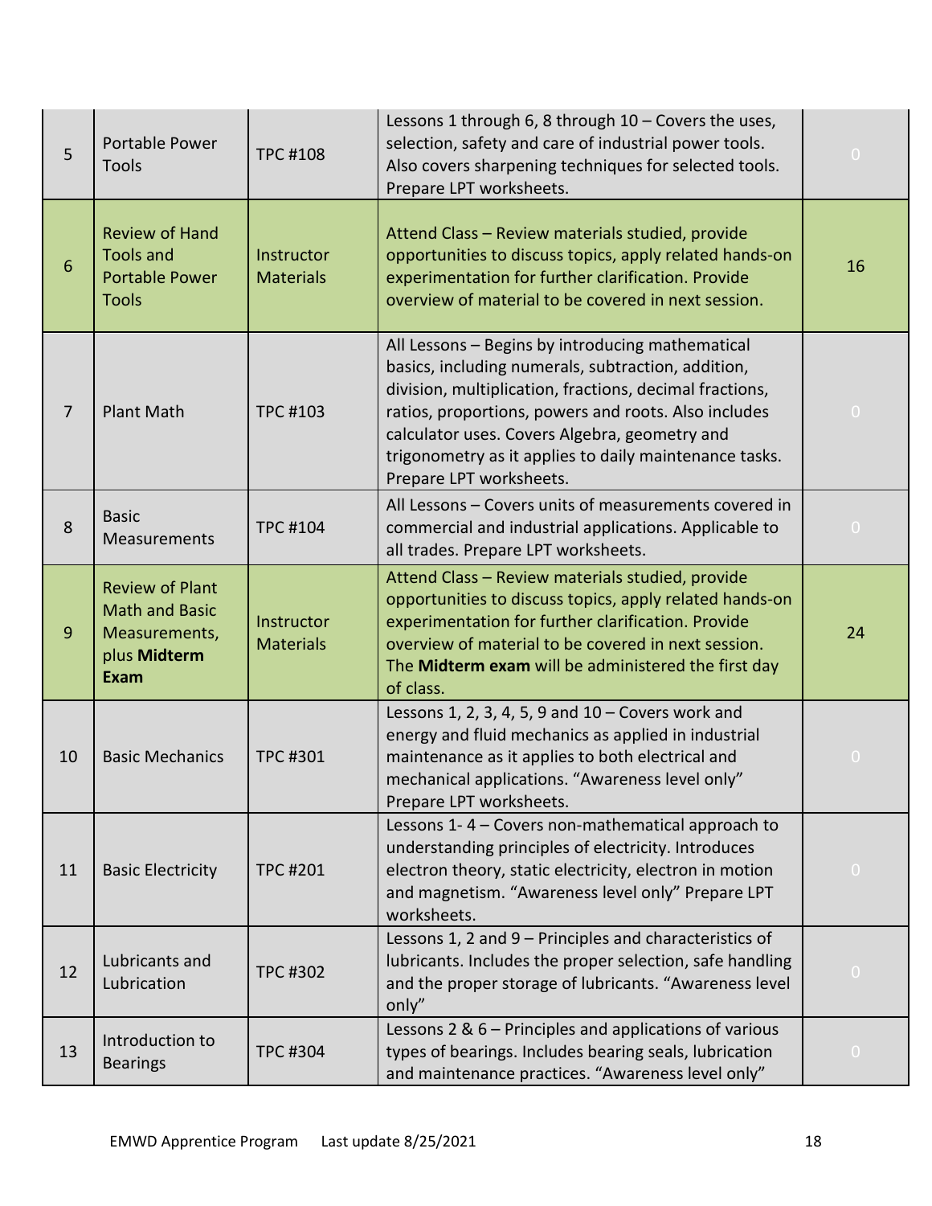| | | | | |
|---|---|---|---|---|
| 5 | Portable Power Tools | TPC #108 | Lessons 1 through 6, 8 through 10 – Covers the uses, selection, safety and care of industrial power tools. Also covers sharpening techniques for selected tools. Prepare LPT worksheets. | 0 |
| 6 | Review of Hand Tools and Portable Power Tools | Instructor Materials | Attend Class – Review materials studied, provide opportunities to discuss topics, apply related hands-on experimentation for further clarification. Provide overview of material to be covered in next session. | 16 |
| 7 | Plant Math | TPC #103 | All Lessons – Begins by introducing mathematical basics, including numerals, subtraction, addition, division, multiplication, fractions, decimal fractions, ratios, proportions, powers and roots. Also includes calculator uses. Covers Algebra, geometry and trigonometry as it applies to daily maintenance tasks. Prepare LPT worksheets. | 0 |
| 8 | Basic Measurements | TPC #104 | All Lessons – Covers units of measurements covered in commercial and industrial applications. Applicable to all trades. Prepare LPT worksheets. | 0 |
| 9 | Review of Plant Math and Basic Measurements, plus **Midterm Exam** | Instructor Materials | Attend Class – Review materials studied, provide opportunities to discuss topics, apply related hands-on experimentation for further clarification. Provide overview of material to be covered in next session. The **Midterm exam** will be administered the first day of class. | 24 |
| 10 | Basic Mechanics | TPC #301 | Lessons 1, 2, 3, 4, 5, 9 and 10 – Covers work and energy and fluid mechanics as applied in industrial maintenance as it applies to both electrical and mechanical applications. "Awareness level only" Prepare LPT worksheets. | 0 |
| 11 | Basic Electricity | TPC #201 | Lessons 1- 4 – Covers non-mathematical approach to understanding principles of electricity. Introduces electron theory, static electricity, electron in motion and magnetism. "Awareness level only" Prepare LPT worksheets. | 0 |
| 12 | Lubricants and Lubrication | TPC #302 | Lessons 1, 2 and 9 – Principles and characteristics of lubricants. Includes the proper selection, safe handling and the proper storage of lubricants. "Awareness level only" | 0 |
| 13 | Introduction to Bearings | TPC #304 | Lessons 2 & 6 – Principles and applications of various types of bearings. Includes bearing seals, lubrication and maintenance practices. "Awareness level only" | 0 |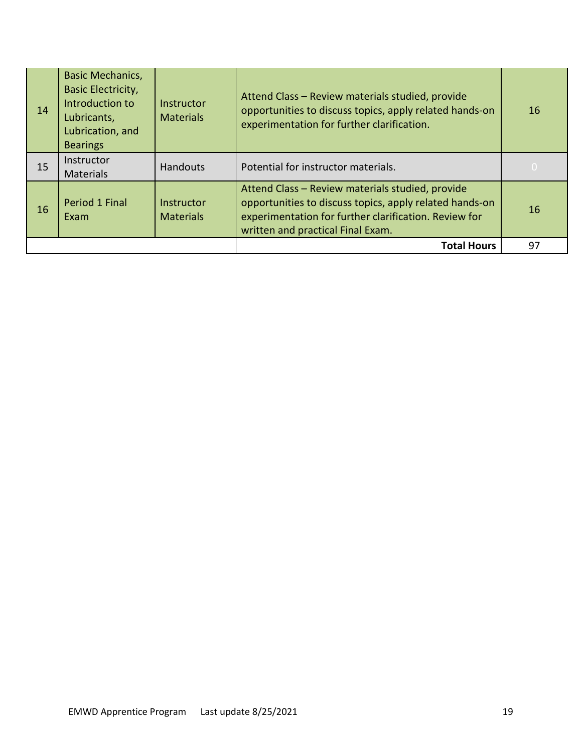| | | | | |
|---|---|---|---|---|
| 14 | Basic Mechanics, Basic Electricity, Introduction to Lubricants, Lubrication, and Bearings | Instructor Materials | Attend Class – Review materials studied, provide opportunities to discuss topics, apply related hands-on experimentation for further clarification. | 16 |
| 15 | Instructor Materials | Handouts | Potential for instructor materials. | 0 |
| 16 | Period 1 Final Exam | Instructor Materials | Attend Class – Review materials studied, provide opportunities to discuss topics, apply related hands-on experimentation for further clarification. Review for written and practical Final Exam. | 16 |
| | | | **Total Hours** | 97 |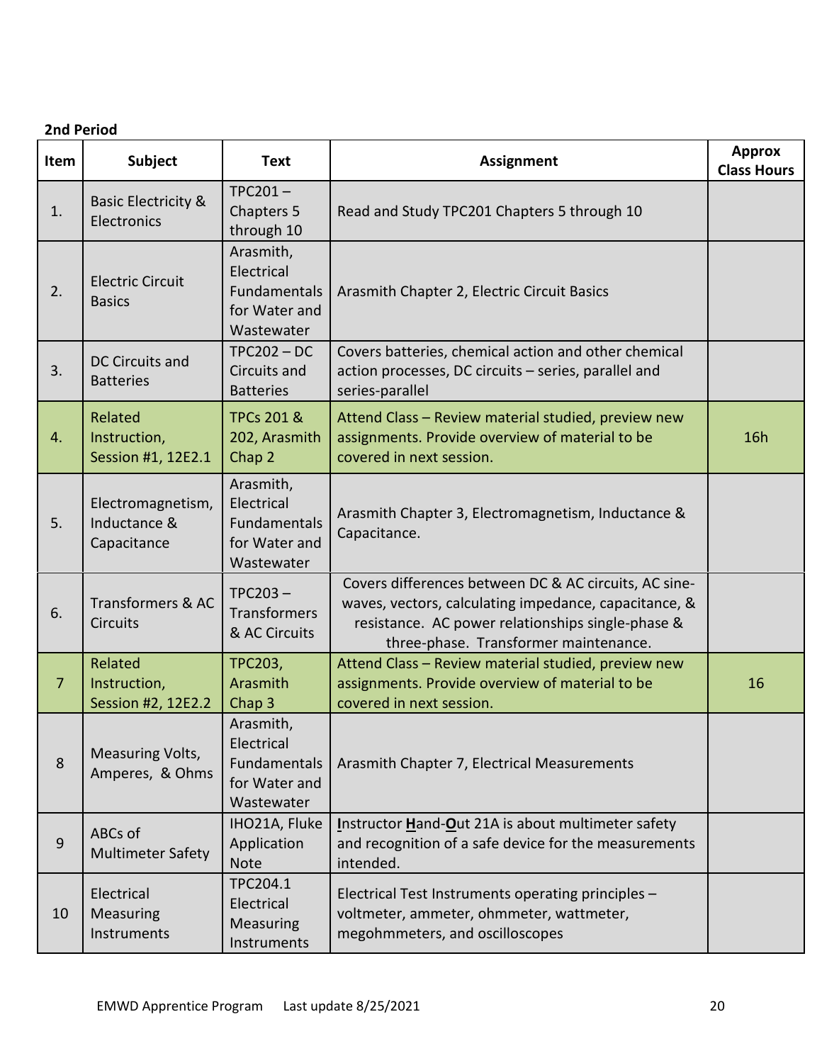**2nd Period**

| Item | Subject | Text | Assignment | Approx Class Hours |
|---|---|---|---|---|
| 1. | Basic Electricity & Electronics | TPC201 – Chapters 5 through 10 | Read and Study TPC201 Chapters 5 through 10 | |
| 2. | Electric Circuit Basics | Arasmith, Electrical Fundamentals for Water and Wastewater | Arasmith Chapter 2, Electric Circuit Basics | |
| 3. | DC Circuits and Batteries | TPC202 – DC Circuits and Batteries | Covers batteries, chemical action and other chemical action processes, DC circuits – series, parallel and series-parallel | |
| 4. | Related Instruction, Session #1, 12E2.1 | TPCs 201 & 202, Arasmith Chap 2 | Attend Class – Review material studied, preview new assignments. Provide overview of material to be covered in next session. | 16h |
| 5. | Electromagnetism, Inductance & Capacitance | Arasmith, Electrical Fundamentals for Water and Wastewater | Arasmith Chapter 3, Electromagnetism, Inductance & Capacitance. | |
| 6. | Transformers & AC Circuits | TPC203 – Transformers & AC Circuits | Covers differences between DC & AC circuits, AC sine-waves, vectors, calculating impedance, capacitance, & resistance. AC power relationships single-phase & three-phase. Transformer maintenance. | |
| 7 | Related Instruction, Session #2, 12E2.2 | TPC203, Arasmith Chap 3 | Attend Class – Review material studied, preview new assignments. Provide overview of material to be covered in next session. | 16 |
| 8 | Measuring Volts, Amperes, & Ohms | Arasmith, Electrical Fundamentals for Water and Wastewater | Arasmith Chapter 7, Electrical Measurements | |
| 9 | ABCs of Multimeter Safety | IHO21A, Fluke Application Note | **I**nstructor **H**and-**O**ut 21A is about multimeter safety and recognition of a safe device for the measurements intended. | |
| 10 | Electrical Measuring Instruments | TPC204.1 Electrical Measuring Instruments | Electrical Test Instruments operating principles – voltmeter, ammeter, ohmmeter, wattmeter, megohmmeters, and oscilloscopes | |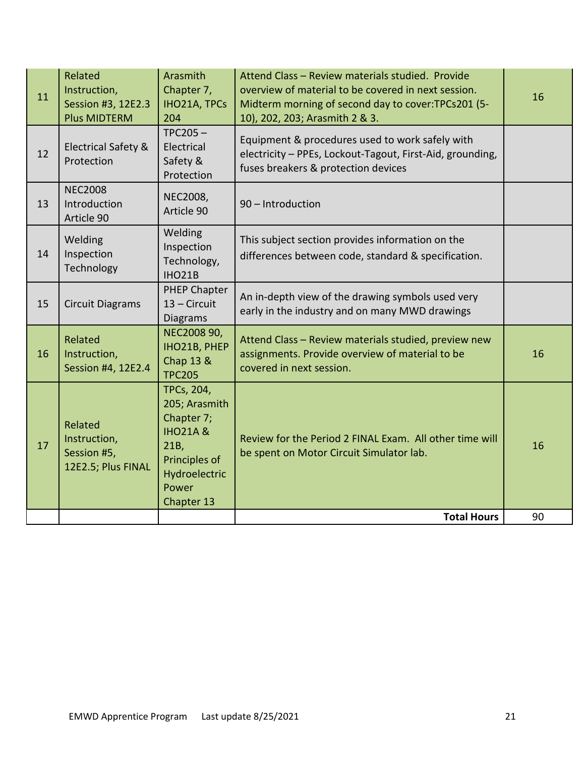| | | | | |
|---|---|---|---|---|
| 11 | Related Instruction, Session #3, 12E2.3 Plus MIDTERM | Arasmith Chapter 7, IHO21A, TPCs 204 | Attend Class – Review materials studied. Provide overview of material to be covered in next session. Midterm morning of second day to cover:TPCs201 (5-10), 202, 203; Arasmith 2 & 3. | 16 |
| 12 | Electrical Safety & Protection | TPC205 – Electrical Safety & Protection | Equipment & procedures used to work safely with electricity – PPEs, Lockout-Tagout, First-Aid, grounding, fuses breakers & protection devices | |
| 13 | NEC2008 Introduction Article 90 | NEC2008, Article 90 | 90 – Introduction | |
| 14 | Welding Inspection Technology | Welding Inspection Technology, IHO21B | This subject section provides information on the differences between code, standard & specification. | |
| 15 | Circuit Diagrams | PHEP Chapter 13 – Circuit Diagrams | An in-depth view of the drawing symbols used very early in the industry and on many MWD drawings | |
| 16 | Related Instruction, Session #4, 12E2.4 | NEC2008 90, IHO21B, PHEP Chap 13 & TPC205 | Attend Class – Review materials studied, preview new assignments. Provide overview of material to be covered in next session. | 16 |
| 17 | Related Instruction, Session #5, 12E2.5; Plus FINAL | TPCs, 204, 205; Arasmith Chapter 7; IHO21A & 21B, Principles of Hydroelectric Power Chapter 13 | Review for the Period 2 FINAL Exam. All other time will be spent on Motor Circuit Simulator lab. | 16 |
| | | | **Total Hours** | 90 |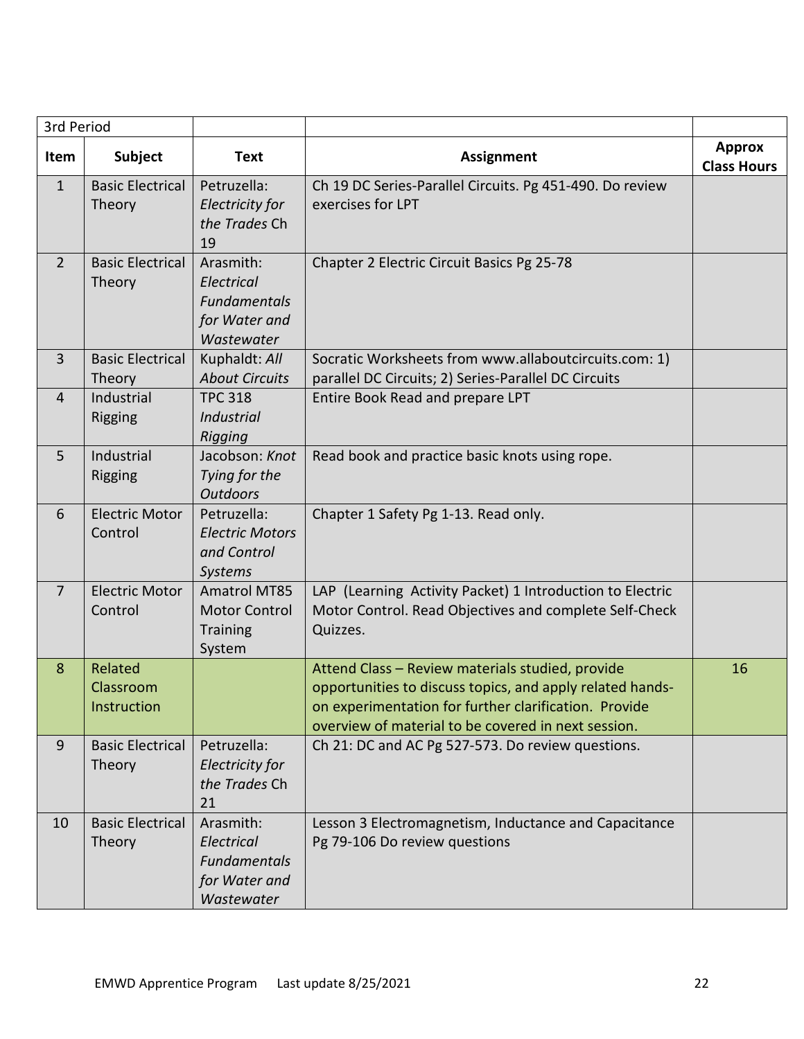| 3rd Period | | | | |
|---|---|---|---|---|
| **Item** | **Subject** | **Text** | **Assignment** | **Approx Class Hours** |
| 1 | Basic Electrical Theory | Petruzella: *Electricity for the Trades* Ch 19 | Ch 19 DC Series-Parallel Circuits. Pg 451-490. Do review exercises for LPT | |
| 2 | Basic Electrical Theory | Arasmith: *Electrical Fundamentals for Water and Wastewater* | Chapter 2 Electric Circuit Basics Pg 25-78 | |
| 3 | Basic Electrical Theory | Kuphaldt: *All About Circuits* | Socratic Worksheets from www.allaboutcircuits.com: 1) parallel DC Circuits; 2) Series-Parallel DC Circuits | |
| 4 | Industrial Rigging | TPC 318 *Industrial Rigging* | Entire Book Read and prepare LPT | |
| 5 | Industrial Rigging | Jacobson: *Knot Tying for the Outdoors* | Read book and practice basic knots using rope. | |
| 6 | Electric Motor Control | Petruzella: *Electric Motors and Control Systems* | Chapter 1 Safety Pg 1-13. Read only. | |
| 7 | Electric Motor Control | Amatrol MT85 Motor Control Training System | LAP (Learning Activity Packet) 1 Introduction to Electric Motor Control. Read Objectives and complete Self-Check Quizzes. | |
| 8 | Related Classroom Instruction | | Attend Class – Review materials studied, provide opportunities to discuss topics, and apply related hands-on experimentation for further clarification. Provide overview of material to be covered in next session. | 16 |
| 9 | Basic Electrical Theory | Petruzella: *Electricity for the Trades* Ch 21 | Ch 21: DC and AC Pg 527-573. Do review questions. | |
| 10 | Basic Electrical Theory | Arasmith: *Electrical Fundamentals for Water and Wastewater* | Lesson 3 Electromagnetism, Inductance and Capacitance Pg 79-106 Do review questions | |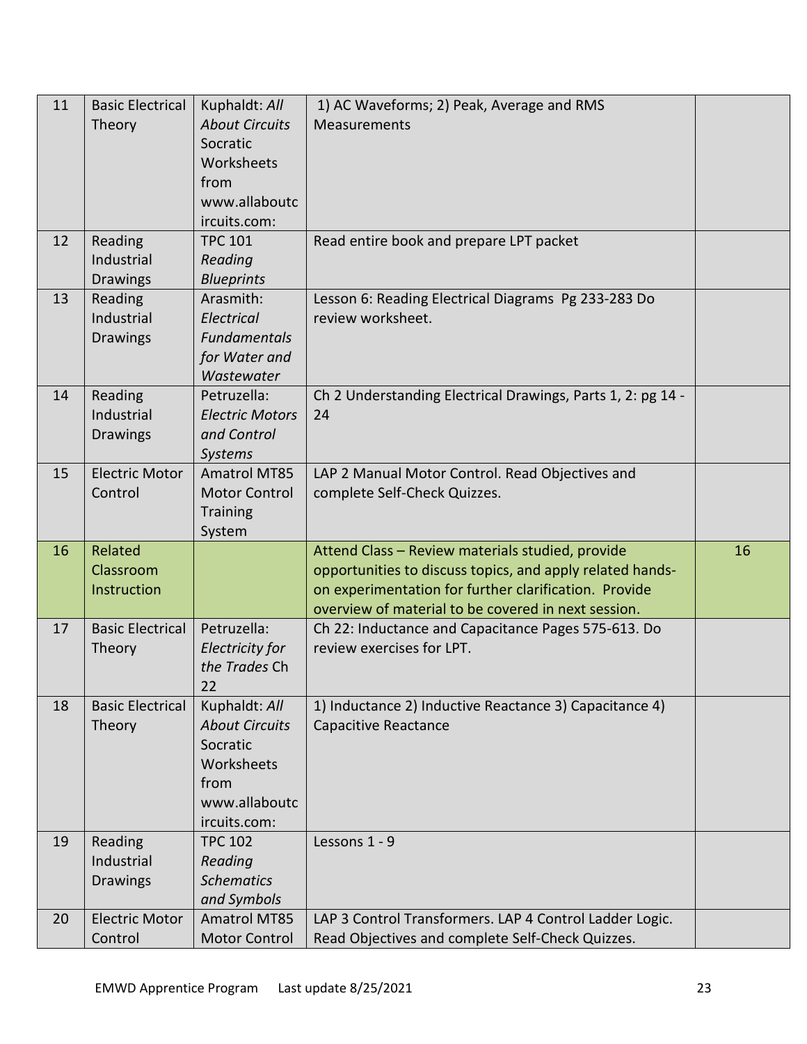| | | | | |
|---|---|---|---|---|
| 11 | Basic Electrical Theory | Kuphaldt: *All About Circuits* Socratic Worksheets from www.allaboutcircuits.com: | 1) AC Waveforms; 2) Peak, Average and RMS Measurements | |
| 12 | Reading Industrial Drawings | TPC 101 *Reading Blueprints* | Read entire book and prepare LPT packet | |
| 13 | Reading Industrial Drawings | Arasmith: *Electrical Fundamentals for Water and Wastewater* | Lesson 6: Reading Electrical Diagrams Pg 233-283 Do review worksheet. | |
| 14 | Reading Industrial Drawings | Petruzella: *Electric Motors and Control Systems* | Ch 2 Understanding Electrical Drawings, Parts 1, 2: pg 14 - 24 | |
| 15 | Electric Motor Control | Amatrol MT85 Motor Control Training System | LAP 2 Manual Motor Control. Read Objectives and complete Self-Check Quizzes. | |
| 16 | Related Classroom Instruction | | Attend Class – Review materials studied, provide opportunities to discuss topics, and apply related hands-on experimentation for further clarification. Provide overview of material to be covered in next session. | 16 |
| 17 | Basic Electrical Theory | Petruzella: *Electricity for the Trades* Ch 22 | Ch 22: Inductance and Capacitance Pages 575-613. Do review exercises for LPT. | |
| 18 | Basic Electrical Theory | Kuphaldt: *All About Circuits* Socratic Worksheets from www.allaboutcircuits.com: | 1) Inductance 2) Inductive Reactance 3) Capacitance 4) Capacitive Reactance | |
| 19 | Reading Industrial Drawings | TPC 102 *Reading Schematics and Symbols* | Lessons 1 - 9 | |
| 20 | Electric Motor Control | Amatrol MT85 Motor Control | LAP 3 Control Transformers. LAP 4 Control Ladder Logic. Read Objectives and complete Self-Check Quizzes. | |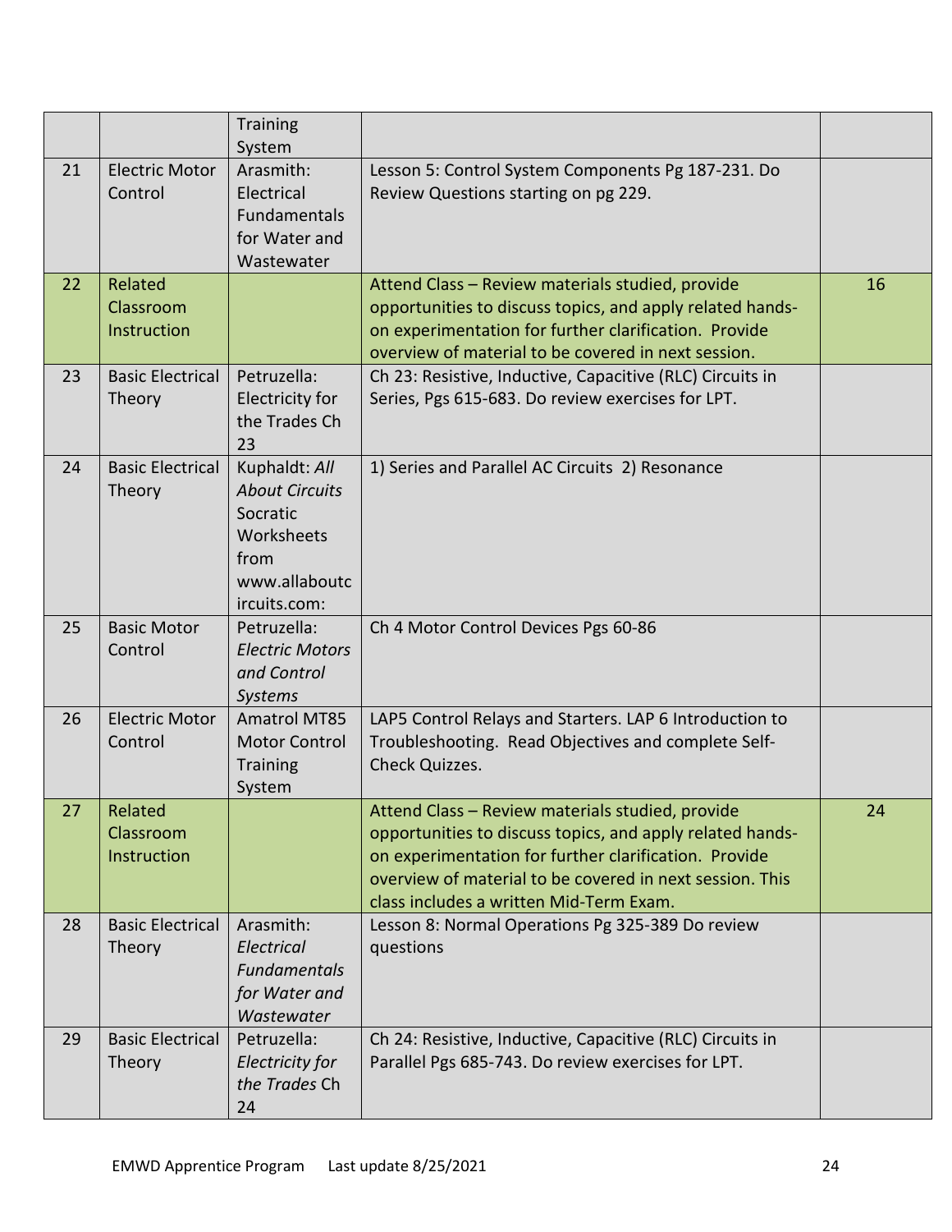| | | | | |
|---|---|---|---|---|
| | | Training System | | |
| 21 | Electric Motor Control | Arasmith: Electrical Fundamentals for Water and Wastewater | Lesson 5: Control System Components Pg 187-231. Do Review Questions starting on pg 229. | |
| 22 | Related Classroom Instruction | | Attend Class – Review materials studied, provide opportunities to discuss topics, and apply related hands-on experimentation for further clarification. Provide overview of material to be covered in next session. | 16 |
| 23 | Basic Electrical Theory | Petruzella: Electricity for the Trades Ch 23 | Ch 23: Resistive, Inductive, Capacitive (RLC) Circuits in Series, Pgs 615-683. Do review exercises for LPT. | |
| 24 | Basic Electrical Theory | Kuphaldt: *All About Circuits* Socratic Worksheets from www.allaboutcircuits.com: | 1) Series and Parallel AC Circuits 2) Resonance | |
| 25 | Basic Motor Control | Petruzella: *Electric Motors and Control Systems* | Ch 4 Motor Control Devices Pgs 60-86 | |
| 26 | Electric Motor Control | Amatrol MT85 Motor Control Training System | LAP5 Control Relays and Starters. LAP 6 Introduction to Troubleshooting. Read Objectives and complete Self-Check Quizzes. | |
| 27 | Related Classroom Instruction | | Attend Class – Review materials studied, provide opportunities to discuss topics, and apply related hands-on experimentation for further clarification. Provide overview of material to be covered in next session. This class includes a written Mid-Term Exam. | 24 |
| 28 | Basic Electrical Theory | Arasmith: *Electrical Fundamentals for Water and Wastewater* | Lesson 8: Normal Operations Pg 325-389 Do review questions | |
| 29 | Basic Electrical Theory | Petruzella: *Electricity for the Trades* Ch 24 | Ch 24: Resistive, Inductive, Capacitive (RLC) Circuits in Parallel Pgs 685-743. Do review exercises for LPT. | |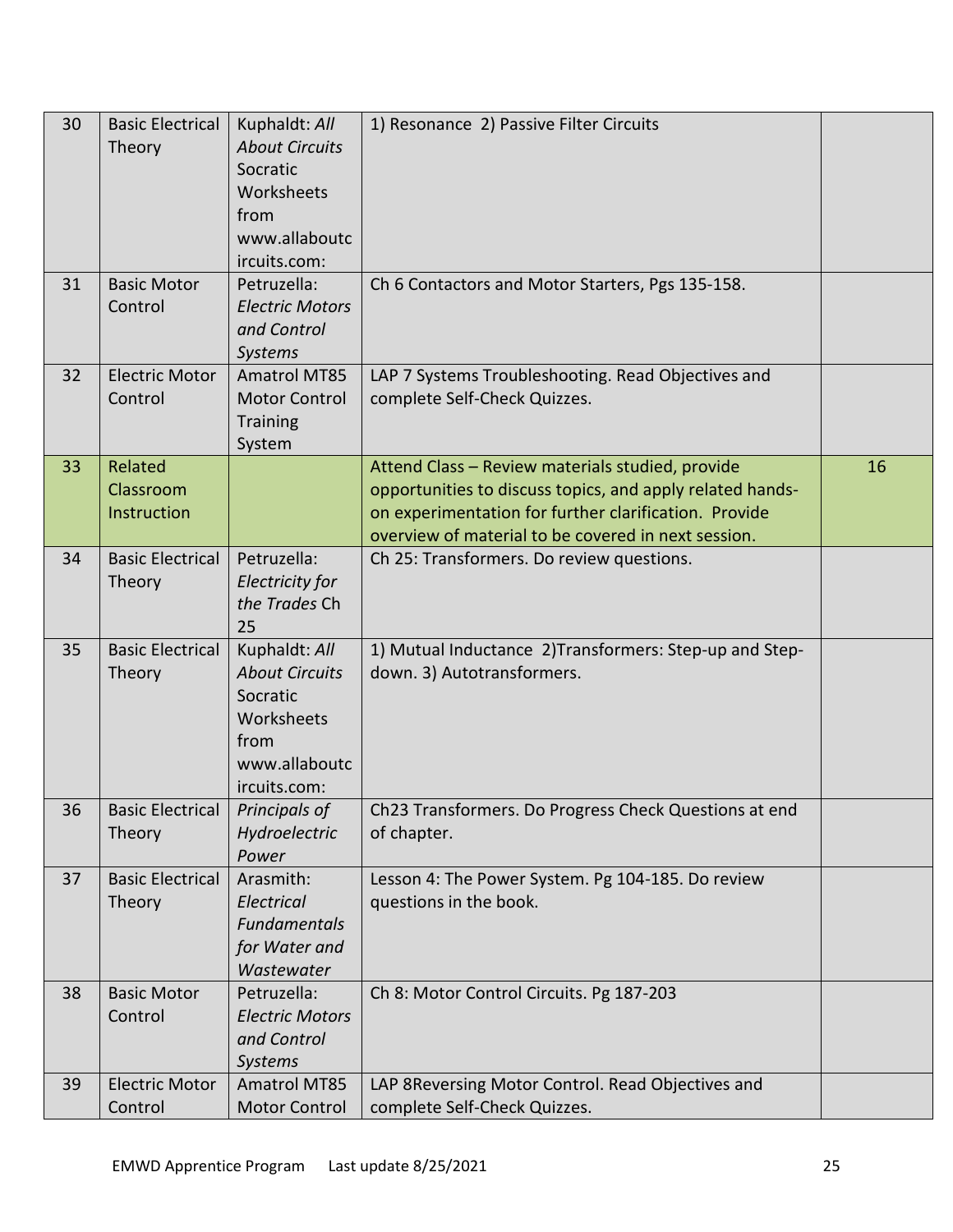| | | | | |
|---|---|---|---|---|
| 30 | Basic Electrical Theory | Kuphaldt: *All About Circuits* Socratic Worksheets from www.allaboutcircuits.com: | 1) Resonance 2) Passive Filter Circuits | |
| 31 | Basic Motor Control | Petruzella: *Electric Motors and Control Systems* | Ch 6 Contactors and Motor Starters, Pgs 135-158. | |
| 32 | Electric Motor Control | Amatrol MT85 Motor Control Training System | LAP 7 Systems Troubleshooting. Read Objectives and complete Self-Check Quizzes. | |
| 33 | Related Classroom Instruction | | Attend Class – Review materials studied, provide opportunities to discuss topics, and apply related hands-on experimentation for further clarification. Provide overview of material to be covered in next session. | 16 |
| 34 | Basic Electrical Theory | Petruzella: *Electricity for the Trades* Ch 25 | Ch 25: Transformers. Do review questions. | |
| 35 | Basic Electrical Theory | Kuphaldt: *All About Circuits* Socratic Worksheets from www.allaboutcircuits.com: | 1) Mutual Inductance 2)Transformers: Step-up and Step-down. 3) Autotransformers. | |
| 36 | Basic Electrical Theory | *Principals of Hydroelectric Power* | Ch23 Transformers. Do Progress Check Questions at end of chapter. | |
| 37 | Basic Electrical Theory | Arasmith: *Electrical Fundamentals for Water and Wastewater* | Lesson 4: The Power System. Pg 104-185. Do review questions in the book. | |
| 38 | Basic Motor Control | Petruzella: *Electric Motors and Control Systems* | Ch 8: Motor Control Circuits. Pg 187-203 | |
| 39 | Electric Motor Control | Amatrol MT85 Motor Control | LAP 8Reversing Motor Control. Read Objectives and complete Self-Check Quizzes. | |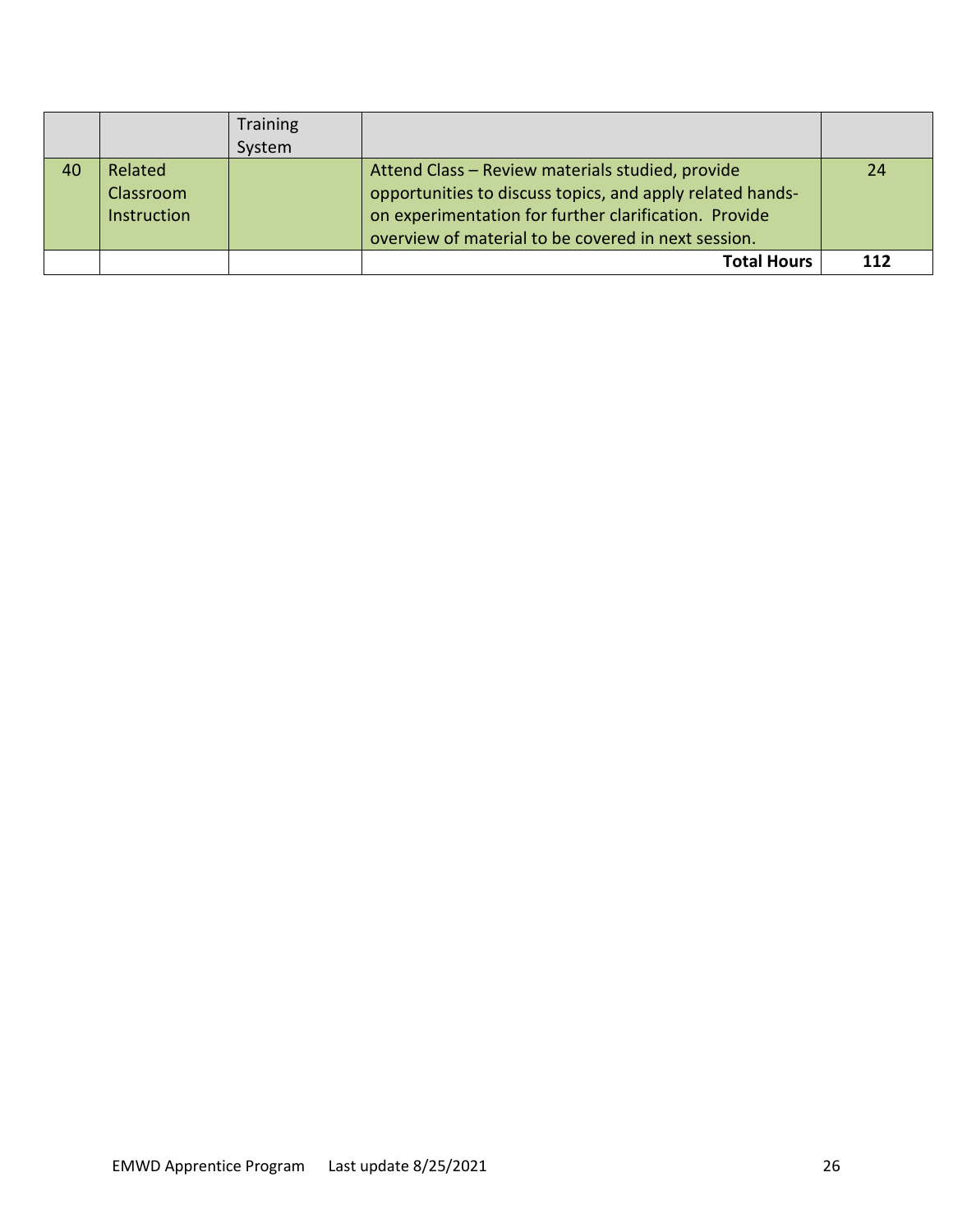| | | Training System | | |
|---|---|---|---|---|
| 40 | Related Classroom Instruction | | Attend Class – Review materials studied, provide opportunities to discuss topics, and apply related hands-on experimentation for further clarification. Provide overview of material to be covered in next session. | 24 |
| | | | **Total Hours** | **112** |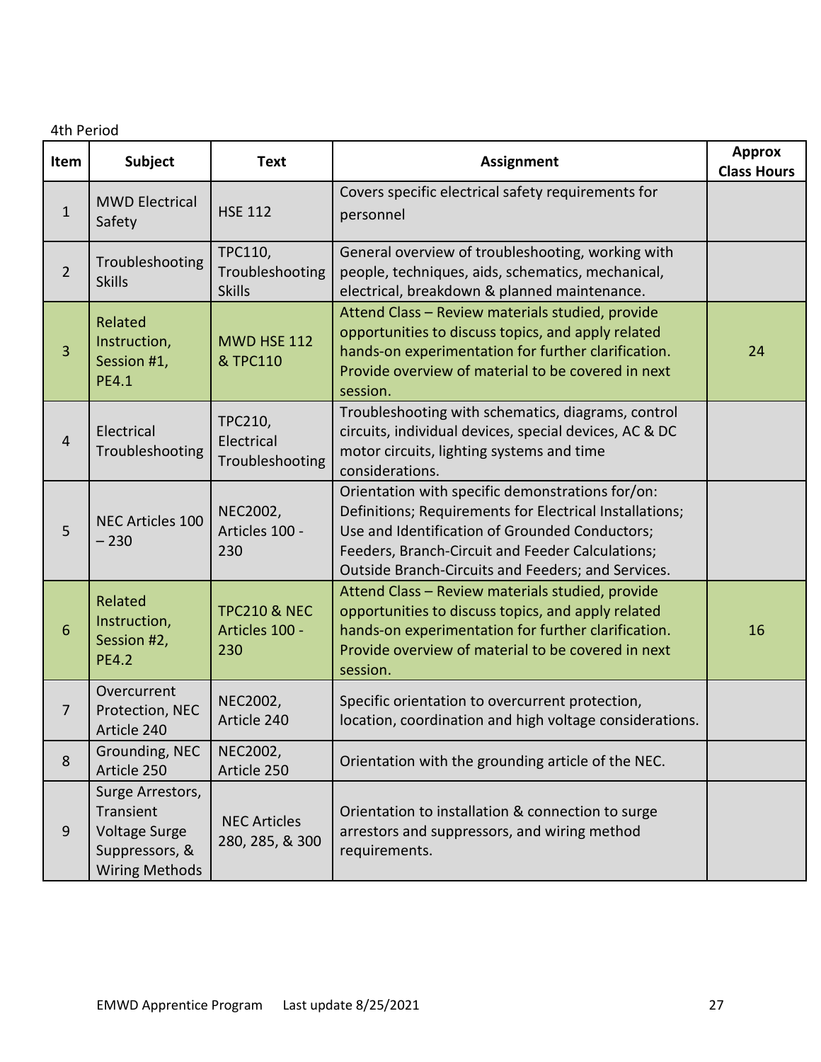4th Period

| Item | Subject | Text | Assignment | Approx Class Hours |
| --- | --- | --- | --- | --- |
| 1 | MWD Electrical Safety | HSE 112 | Covers specific electrical safety requirements for personnel | |
| 2 | Troubleshooting Skills | TPC110, Troubleshooting Skills | General overview of troubleshooting, working with people, techniques, aids, schematics, mechanical, electrical, breakdown & planned maintenance. | |
| 3 | Related Instruction, Session #1, PE4.1 | MWD HSE 112 & TPC110 | Attend Class – Review materials studied, provide opportunities to discuss topics, and apply related hands-on experimentation for further clarification. Provide overview of material to be covered in next session. | 24 |
| 4 | Electrical Troubleshooting | TPC210, Electrical Troubleshooting | Troubleshooting with schematics, diagrams, control circuits, individual devices, special devices, AC & DC motor circuits, lighting systems and time considerations. | |
| 5 | NEC Articles 100 – 230 | NEC2002, Articles 100 - 230 | Orientation with specific demonstrations for/on: Definitions; Requirements for Electrical Installations; Use and Identification of Grounded Conductors; Feeders, Branch-Circuit and Feeder Calculations; Outside Branch-Circuits and Feeders; and Services. | |
| 6 | Related Instruction, Session #2, PE4.2 | TPC210 & NEC Articles 100 - 230 | Attend Class – Review materials studied, provide opportunities to discuss topics, and apply related hands-on experimentation for further clarification. Provide overview of material to be covered in next session. | 16 |
| 7 | Overcurrent Protection, NEC Article 240 | NEC2002, Article 240 | Specific orientation to overcurrent protection, location, coordination and high voltage considerations. | |
| 8 | Grounding, NEC Article 250 | NEC2002, Article 250 | Orientation with the grounding article of the NEC. | |
| 9 | Surge Arrestors, Transient Voltage Surge Suppressors, & Wiring Methods | NEC Articles 280, 285, & 300 | Orientation to installation & connection to surge arrestors and suppressors, and wiring method requirements. | |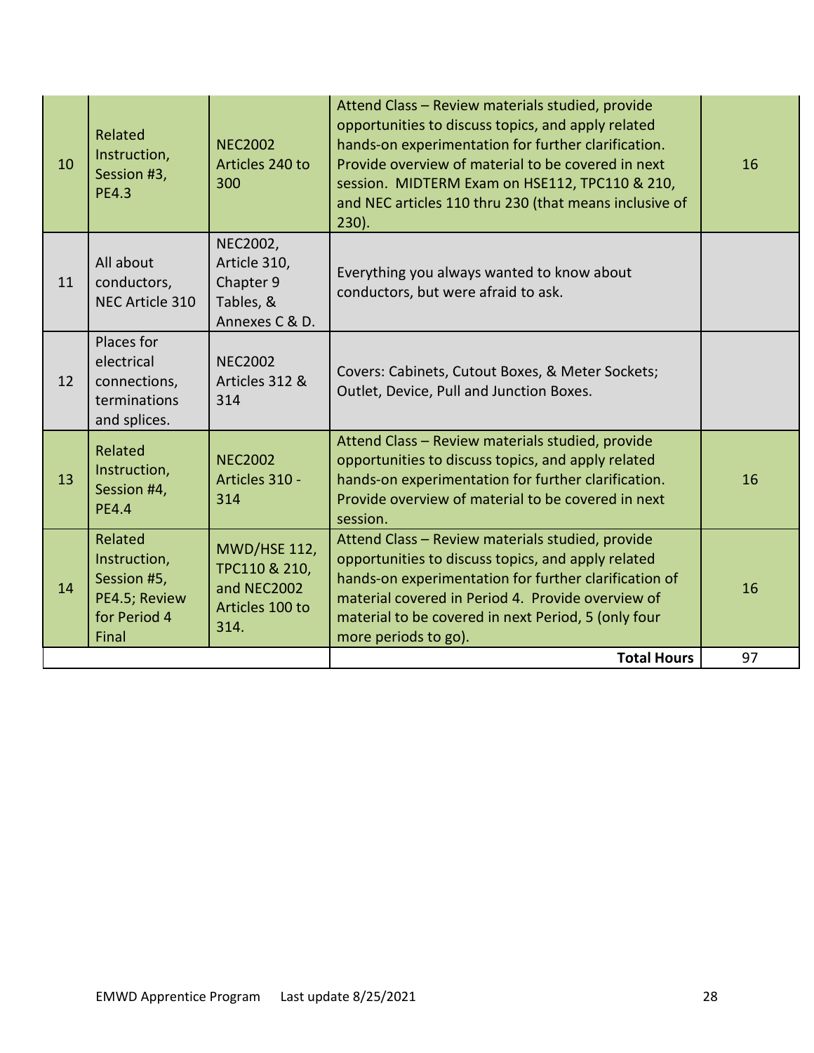| | | | | |
|---|---|---|---|---|
| 10 | Related Instruction, Session #3, PE4.3 | NEC2002 Articles 240 to 300 | Attend Class – Review materials studied, provide opportunities to discuss topics, and apply related hands-on experimentation for further clarification. Provide overview of material to be covered in next session. MIDTERM Exam on HSE112, TPC110 & 210, and NEC articles 110 thru 230 (that means inclusive of 230). | 16 |
| 11 | All about conductors, NEC Article 310 | NEC2002, Article 310, Chapter 9 Tables, & Annexes C & D. | Everything you always wanted to know about conductors, but were afraid to ask. | |
| 12 | Places for electrical connections, terminations and splices. | NEC2002 Articles 312 & 314 | Covers: Cabinets, Cutout Boxes, & Meter Sockets; Outlet, Device, Pull and Junction Boxes. | |
| 13 | Related Instruction, Session #4, PE4.4 | NEC2002 Articles 310 - 314 | Attend Class – Review materials studied, provide opportunities to discuss topics, and apply related hands-on experimentation for further clarification. Provide overview of material to be covered in next session. | 16 |
| 14 | Related Instruction, Session #5, PE4.5; Review for Period 4 Final | MWD/HSE 112, TPC110 & 210, and NEC2002 Articles 100 to 314. | Attend Class – Review materials studied, provide opportunities to discuss topics, and apply related hands-on experimentation for further clarification of material covered in Period 4. Provide overview of material to be covered in next Period, 5 (only four more periods to go). | 16 |
| | | | **Total Hours** | 97 |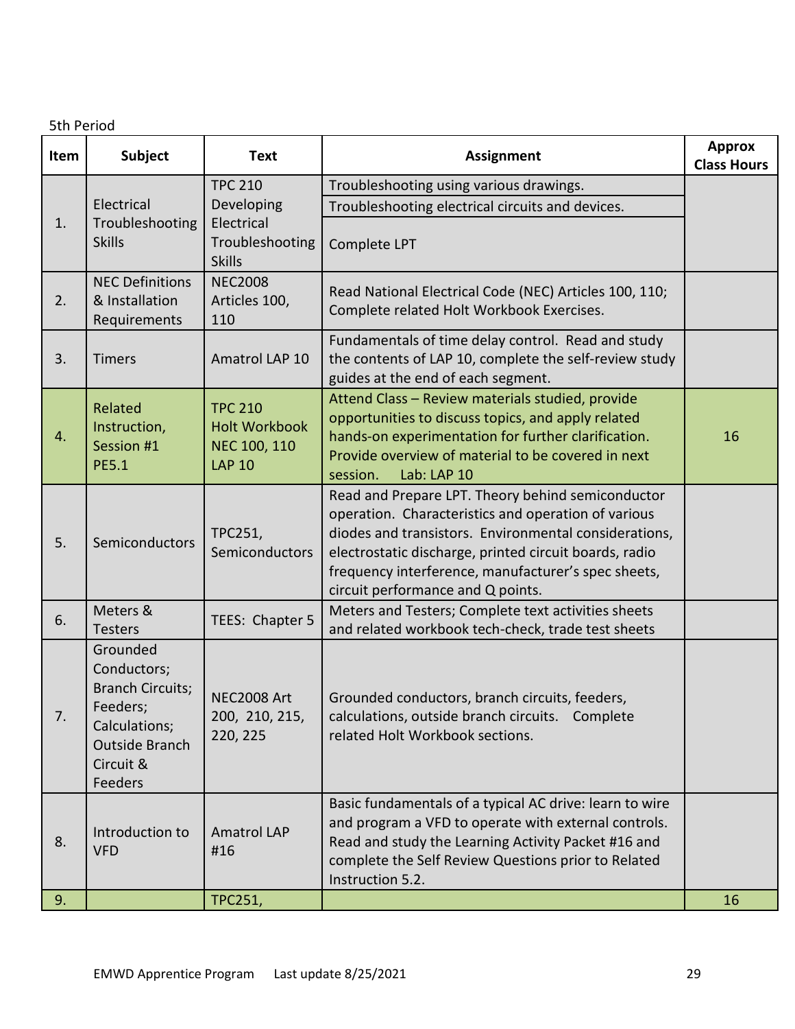5th Period

| Item | Subject | Text | Assignment | Approx Class Hours |
|---|---|---|---|---|
| 1. | Electrical Troubleshooting Skills | TPC 210 Developing Electrical Troubleshooting Skills | Troubleshooting using various drawings.<br>Troubleshooting electrical circuits and devices.<br>Complete LPT | |
| 2. | NEC Definitions & Installation Requirements | NEC2008 Articles 100, 110 | Read National Electrical Code (NEC) Articles 100, 110; Complete related Holt Workbook Exercises. | |
| 3. | Timers | Amatrol LAP 10 | Fundamentals of time delay control. Read and study the contents of LAP 10, complete the self-review study guides at the end of each segment. | |
| 4. | Related Instruction, Session #1 PE5.1 | TPC 210 Holt Workbook NEC 100, 110 LAP 10 | Attend Class – Review materials studied, provide opportunities to discuss topics, and apply related hands-on experimentation for further clarification. Provide overview of material to be covered in next session. Lab: LAP 10 | 16 |
| 5. | Semiconductors | TPC251, Semiconductors | Read and Prepare LPT. Theory behind semiconductor operation. Characteristics and operation of various diodes and transistors. Environmental considerations, electrostatic discharge, printed circuit boards, radio frequency interference, manufacturer's spec sheets, circuit performance and Q points. | |
| 6. | Meters & Testers | TEES: Chapter 5 | Meters and Testers; Complete text activities sheets and related workbook tech-check, trade test sheets | |
| 7. | Grounded Conductors; Branch Circuits; Feeders; Calculations; Outside Branch Circuit & Feeders | NEC2008 Art 200, 210, 215, 220, 225 | Grounded conductors, branch circuits, feeders, calculations, outside branch circuits. Complete related Holt Workbook sections. | |
| 8. | Introduction to VFD | Amatrol LAP #16 | Basic fundamentals of a typical AC drive: learn to wire and program a VFD to operate with external controls. Read and study the Learning Activity Packet #16 and complete the Self Review Questions prior to Related Instruction 5.2. | |
| 9. | | TPC251, | | 16 |

EMWD Apprentice Program Last update 8/25/2021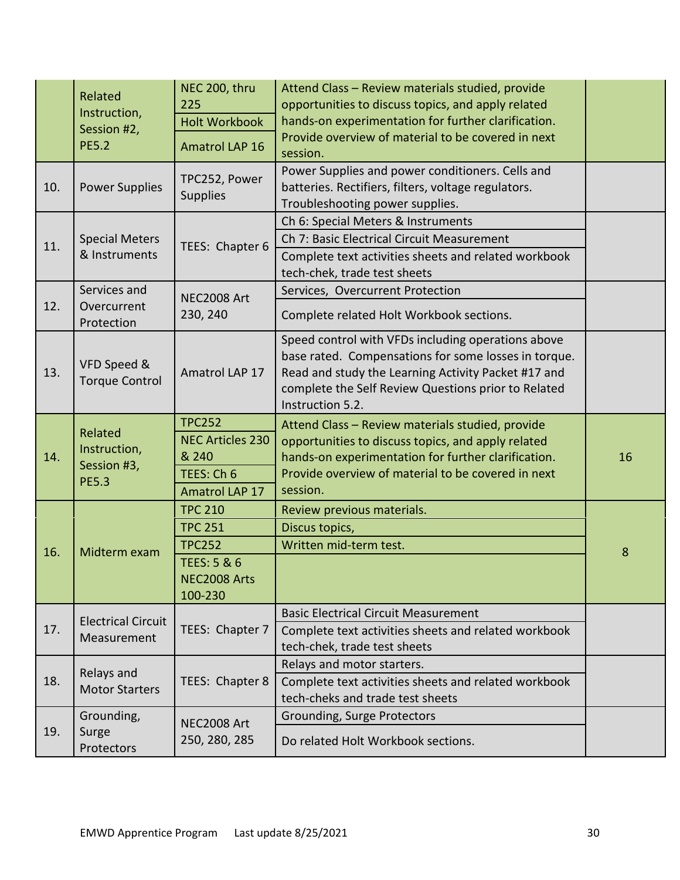| | | | | |
|---|---|---|---|---|
| | Related Instruction, Session #2, PE5.2 | NEC 200, thru 225<br>Holt Workbook<br>Amatrol LAP 16 | Attend Class – Review materials studied, provide opportunities to discuss topics, and apply related hands-on experimentation for further clarification. Provide overview of material to be covered in next session. | |
| 10. | Power Supplies | TPC252, Power Supplies | Power Supplies and power conditioners. Cells and batteries. Rectifiers, filters, voltage regulators. Troubleshooting power supplies. | |
| 11. | Special Meters & Instruments | TEES: Chapter 6 | Ch 6: Special Meters & Instruments<br>Ch 7: Basic Electrical Circuit Measurement<br>Complete text activities sheets and related workbook tech-chek, trade test sheets | |
| 12. | Services and Overcurrent Protection | NEC2008 Art 230, 240 | Services, Overcurrent Protection<br>Complete related Holt Workbook sections. | |
| 13. | VFD Speed & Torque Control | Amatrol LAP 17 | Speed control with VFDs including operations above base rated. Compensations for some losses in torque. Read and study the Learning Activity Packet #17 and complete the Self Review Questions prior to Related Instruction 5.2. | |
| 14. | Related Instruction, Session #3, PE5.3 | TPC252<br>NEC Articles 230 & 240<br>TEES: Ch 6<br>Amatrol LAP 17 | Attend Class – Review materials studied, provide opportunities to discuss topics, and apply related hands-on experimentation for further clarification. Provide overview of material to be covered in next session. | 16 |
| 16. | Midterm exam | TPC 210<br>TPC 251<br>TPC252<br>TEES: 5 & 6 NEC2008 Arts 100-230 | Review previous materials.<br>Discus topics,<br>Written mid-term test. | 8 |
| 17. | Electrical Circuit Measurement | TEES: Chapter 7 | Basic Electrical Circuit Measurement<br>Complete text activities sheets and related workbook tech-chek, trade test sheets | |
| 18. | Relays and Motor Starters | TEES: Chapter 8 | Relays and motor starters.<br>Complete text activities sheets and related workbook tech-cheks and trade test sheets | |
| 19. | Grounding, Surge Protectors | NEC2008 Art 250, 280, 285 | Grounding, Surge Protectors<br>Do related Holt Workbook sections. | |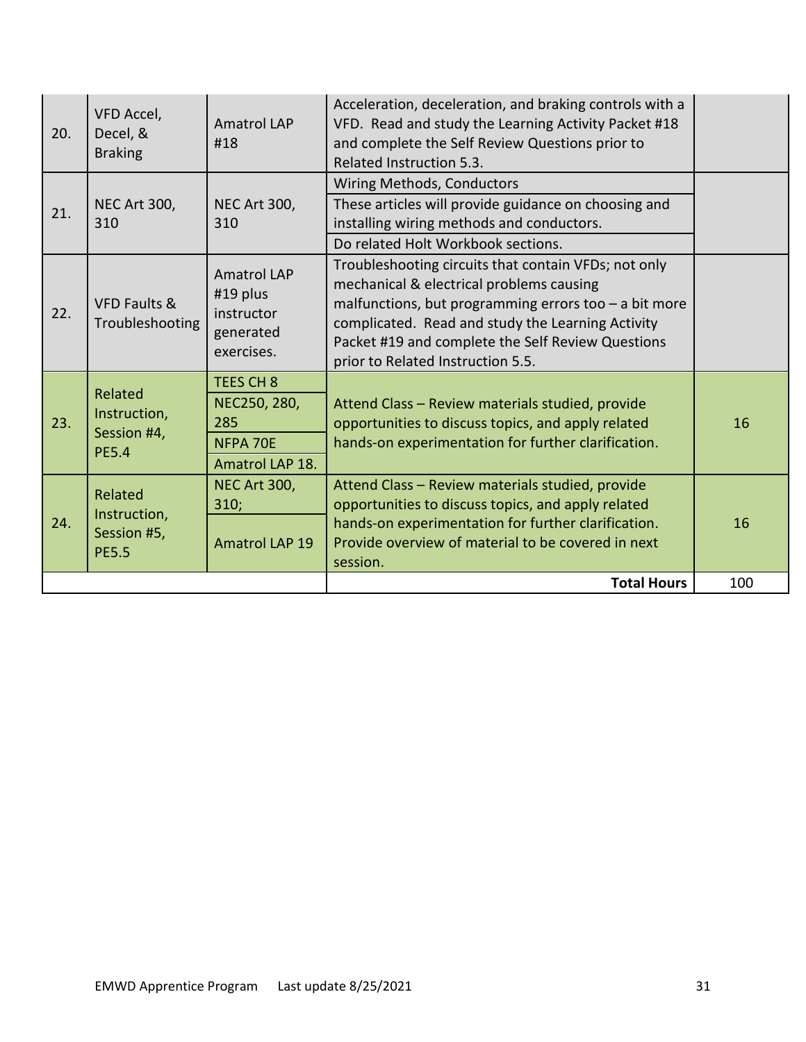| | | | | |
|---|---|---|---|---|
| 20. | VFD Accel, Decel, & Braking | Amatrol LAP #18 | Acceleration, deceleration, and braking controls with a VFD. Read and study the Learning Activity Packet #18 and complete the Self Review Questions prior to Related Instruction 5.3. | |
| 21. | NEC Art 300, 310 | NEC Art 300, 310 | Wiring Methods, Conductors<br>These articles will provide guidance on choosing and installing wiring methods and conductors.<br>Do related Holt Workbook sections. | |
| 22. | VFD Faults & Troubleshooting | Amatrol LAP #19 plus instructor generated exercises. | Troubleshooting circuits that contain VFDs; not only mechanical & electrical problems causing malfunctions, but programming errors too – a bit more complicated. Read and study the Learning Activity Packet #19 and complete the Self Review Questions prior to Related Instruction 5.5. | |
| 23. | Related Instruction, Session #4, PE5.4 | TEES CH 8<br>NEC250, 280, 285<br>NFPA 70E<br>Amatrol LAP 18. | Attend Class – Review materials studied, provide opportunities to discuss topics, and apply related hands-on experimentation for further clarification. | 16 |
| 24. | Related Instruction, Session #5, PE5.5 | NEC Art 300, 310;<br>Amatrol LAP 19 | Attend Class – Review materials studied, provide opportunities to discuss topics, and apply related hands-on experimentation for further clarification. Provide overview of material to be covered in next session. | 16 |
| | | | **Total Hours** | 100 |

EMWD Apprentice Program Last update 8/25/2021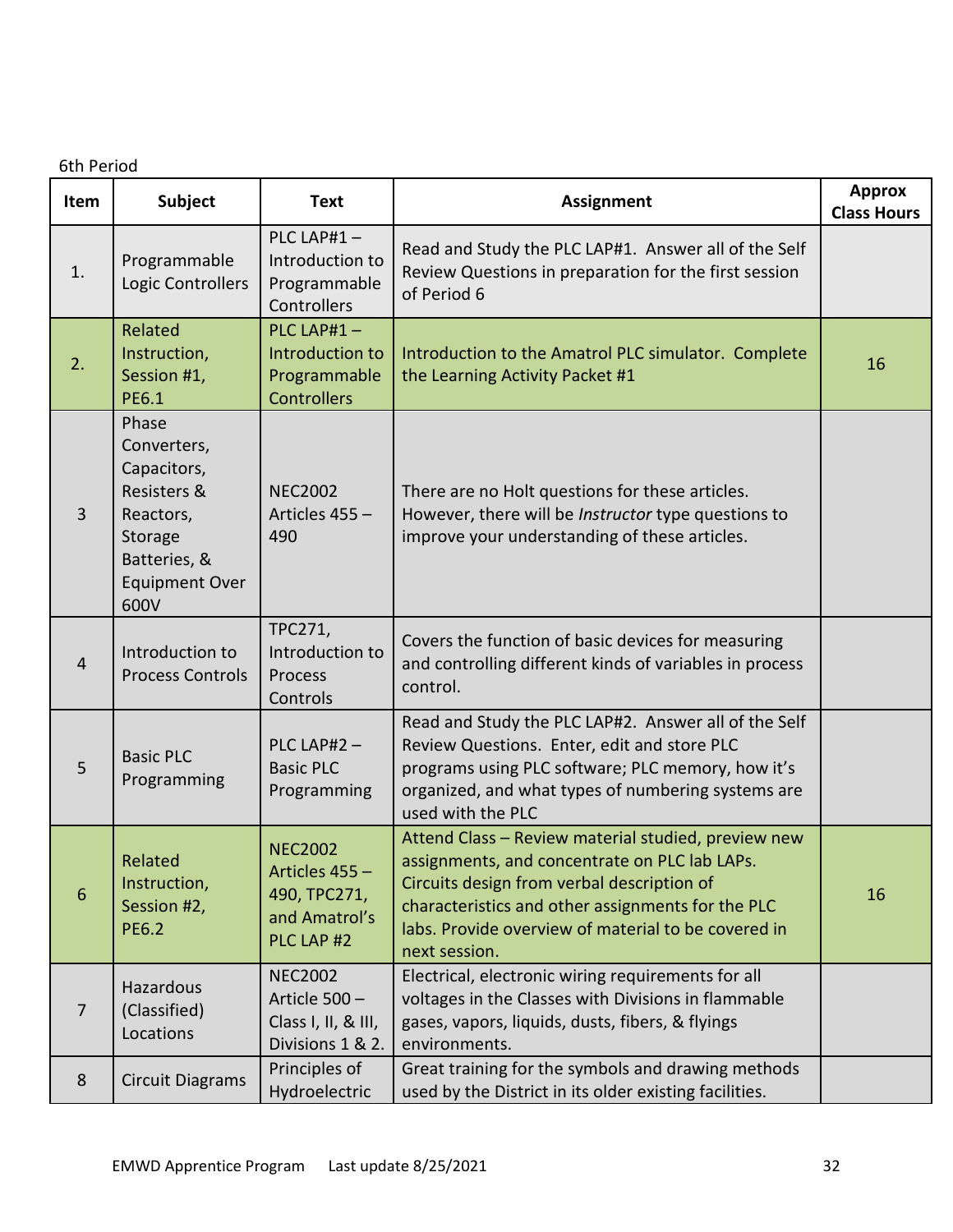6th Period

| Item | Subject | Text | Assignment | Approx Class Hours |
|---|---|---|---|---|
| 1. | Programmable Logic Controllers | PLC LAP#1 – Introduction to Programmable Controllers | Read and Study the PLC LAP#1. Answer all of the Self Review Questions in preparation for the first session of Period 6 | |
| 2. | Related Instruction, Session #1, PE6.1 | PLC LAP#1 – Introduction to Programmable Controllers | Introduction to the Amatrol PLC simulator. Complete the Learning Activity Packet #1 | 16 |
| 3 | Phase Converters, Capacitors, Resisters & Reactors, Storage Batteries, & Equipment Over 600V | NEC2002 Articles 455 – 490 | There are no Holt questions for these articles. However, there will be *Instructor* type questions to improve your understanding of these articles. | |
| 4 | Introduction to Process Controls | TPC271, Introduction to Process Controls | Covers the function of basic devices for measuring and controlling different kinds of variables in process control. | |
| 5 | Basic PLC Programming | PLC LAP#2 – Basic PLC Programming | Read and Study the PLC LAP#2. Answer all of the Self Review Questions. Enter, edit and store PLC programs using PLC software; PLC memory, how it's organized, and what types of numbering systems are used with the PLC | |
| 6 | Related Instruction, Session #2, PE6.2 | NEC2002 Articles 455 – 490, TPC271, and Amatrol's PLC LAP #2 | Attend Class – Review material studied, preview new assignments, and concentrate on PLC lab LAPs. Circuits design from verbal description of characteristics and other assignments for the PLC labs. Provide overview of material to be covered in next session. | 16 |
| 7 | Hazardous (Classified) Locations | NEC2002 Article 500 – Class I, II, & III, Divisions 1 & 2. | Electrical, electronic wiring requirements for all voltages in the Classes with Divisions in flammable gases, vapors, liquids, dusts, fibers, & flyings environments. | |
| 8 | Circuit Diagrams | Principles of Hydroelectric | Great training for the symbols and drawing methods used by the District in its older existing facilities. | |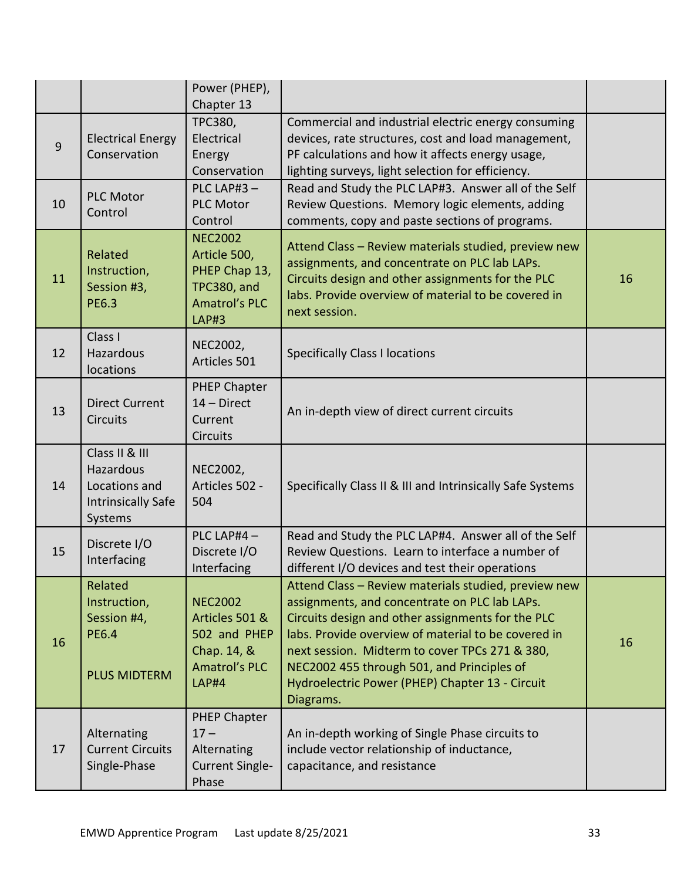| | | | | |
|---|---|---|---|---|
| | | Power (PHEP), Chapter 13 | | |
| 9 | Electrical Energy Conservation | TPC380, Electrical Energy Conservation | Commercial and industrial electric energy consuming devices, rate structures, cost and load management, PF calculations and how it affects energy usage, lighting surveys, light selection for efficiency. | |
| 10 | PLC Motor Control | PLC LAP#3 – PLC Motor Control | Read and Study the PLC LAP#3. Answer all of the Self Review Questions. Memory logic elements, adding comments, copy and paste sections of programs. | |
| 11 | Related Instruction, Session #3, PE6.3 | NEC2002 Article 500, PHEP Chap 13, TPC380, and Amatrol's PLC LAP#3 | Attend Class – Review materials studied, preview new assignments, and concentrate on PLC lab LAPs. Circuits design and other assignments for the PLC labs. Provide overview of material to be covered in next session. | 16 |
| 12 | Class I Hazardous locations | NEC2002, Articles 501 | Specifically Class I locations | |
| 13 | Direct Current Circuits | PHEP Chapter 14 – Direct Current Circuits | An in-depth view of direct current circuits | |
| 14 | Class II & III Hazardous Locations and Intrinsically Safe Systems | NEC2002, Articles 502 - 504 | Specifically Class II & III and Intrinsically Safe Systems | |
| 15 | Discrete I/O Interfacing | PLC LAP#4 – Discrete I/O Interfacing | Read and Study the PLC LAP#4. Answer all of the Self Review Questions. Learn to interface a number of different I/O devices and test their operations | |
| 16 | Related Instruction, Session #4, PE6.4<br><br>PLUS MIDTERM | NEC2002 Articles 501 & 502 and PHEP Chap. 14, & Amatrol's PLC LAP#4 | Attend Class – Review materials studied, preview new assignments, and concentrate on PLC lab LAPs. Circuits design and other assignments for the PLC labs. Provide overview of material to be covered in next session. Midterm to cover TPCs 271 & 380, NEC2002 455 through 501, and Principles of Hydroelectric Power (PHEP) Chapter 13 - Circuit Diagrams. | 16 |
| 17 | Alternating Current Circuits Single-Phase | PHEP Chapter 17 – Alternating Current Single-Phase | An in-depth working of Single Phase circuits to include vector relationship of inductance, capacitance, and resistance | |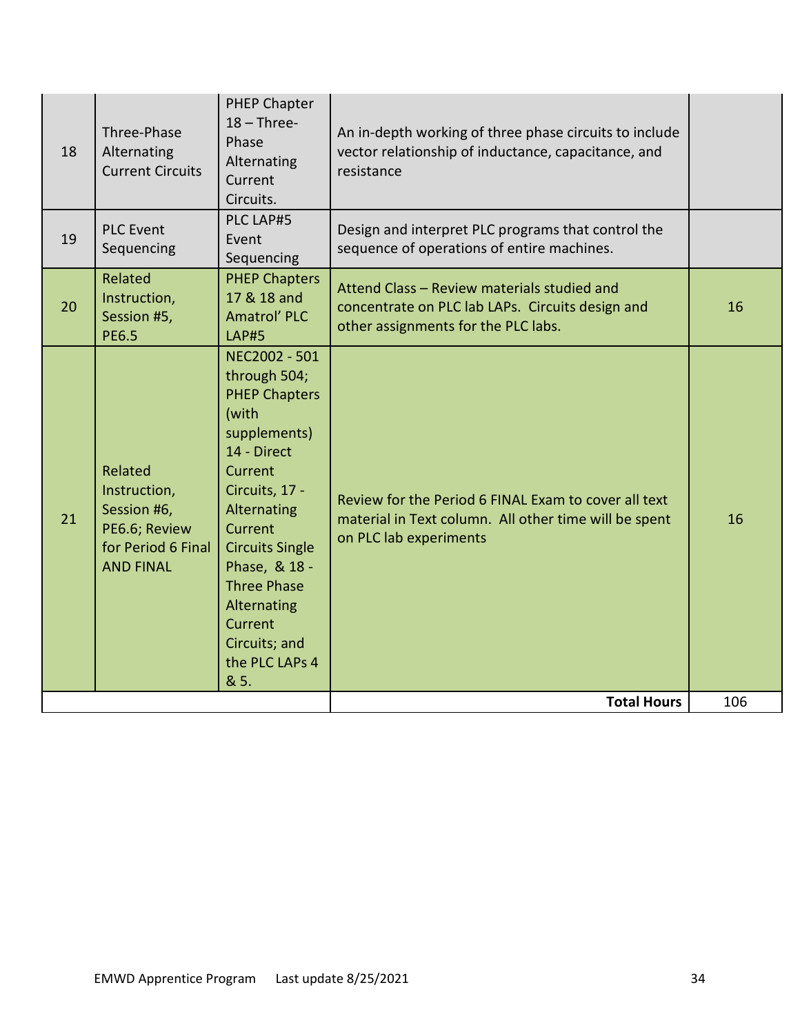| | | | | |
|---|---|---|---|---|
| 18 | Three-Phase Alternating Current Circuits | PHEP Chapter 18 – Three-Phase Alternating Current Circuits. | An in-depth working of three phase circuits to include vector relationship of inductance, capacitance, and resistance | |
| 19 | PLC Event Sequencing | PLC LAP#5 Event Sequencing | Design and interpret PLC programs that control the sequence of operations of entire machines. | |
| 20 | Related Instruction, Session #5, PE6.5 | PHEP Chapters 17 & 18 and Amatrol' PLC LAP#5 | Attend Class – Review materials studied and concentrate on PLC lab LAPs. Circuits design and other assignments for the PLC labs. | 16 |
| 21 | Related Instruction, Session #6, PE6.6; Review for Period 6 Final AND FINAL | NEC2002 - 501 through 504; PHEP Chapters (with supplements) 14 - Direct Current Circuits, 17 - Alternating Current Circuits Single Phase, & 18 - Three Phase Alternating Current Circuits; and the PLC LAPs 4 & 5. | Review for the Period 6 FINAL Exam to cover all text material in Text column. All other time will be spent on PLC lab experiments | 16 |
| | | | **Total Hours** | 106 |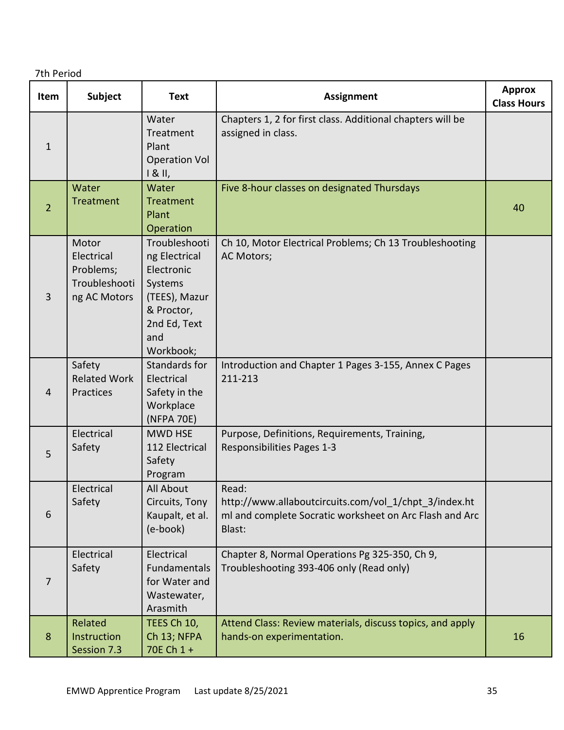7th Period

| Item | Subject | Text | Assignment | Approx Class Hours |
|---|---|---|---|---|
| 1 | | Water Treatment Plant Operation Vol I & II, | Chapters 1, 2 for first class. Additional chapters will be assigned in class. | |
| 2 | Water Treatment | Water Treatment Plant Operation | Five 8-hour classes on designated Thursdays | 40 |
| 3 | Motor Electrical Problems; Troubleshooting AC Motors | Troubleshooting Electrical Electronic Systems (TEES), Mazur & Proctor, 2nd Ed, Text and Workbook; | Ch 10, Motor Electrical Problems; Ch 13 Troubleshooting AC Motors; | |
| 4 | Safety Related Work Practices | Standards for Electrical Safety in the Workplace (NFPA 70E) | Introduction and Chapter 1 Pages 3-155, Annex C Pages 211-213 | |
| 5 | Electrical Safety | MWD HSE 112 Electrical Safety Program | Purpose, Definitions, Requirements, Training, Responsibilities Pages 1-3 | |
| 6 | Electrical Safety | All About Circuits, Tony Kaupalt, et al. (e-book) | Read: http://www.allaboutcircuits.com/vol_1/chpt_3/index.html and complete Socratic worksheet on Arc Flash and Arc Blast: | |
| 7 | Electrical Safety | Electrical Fundamentals for Water and Wastewater, Arasmith | Chapter 8, Normal Operations Pg 325-350, Ch 9, Troubleshooting 393-406 only (Read only) | |
| 8 | Related Instruction Session 7.3 | TEES Ch 10, Ch 13; NFPA 70E Ch 1 + | Attend Class: Review materials, discuss topics, and apply hands-on experimentation. | 16 |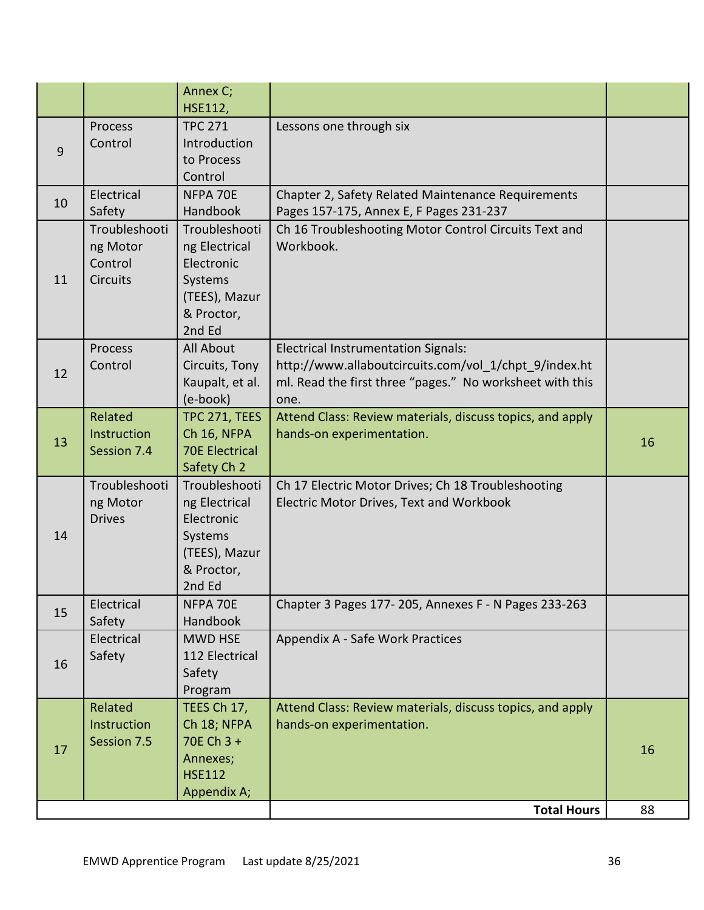| | | | | |
|---|---|---|---|---|
| | | Annex C; HSE112, | | |
| 9 | Process Control | TPC 271 Introduction to Process Control | Lessons one through six | |
| 10 | Electrical Safety | NFPA 70E Handbook | Chapter 2, Safety Related Maintenance Requirements Pages 157-175, Annex E, F Pages 231-237 | |
| 11 | Troubleshooting Motor Control Circuits | Troubleshooting Electrical Electronic Systems (TEES), Mazur & Proctor, 2nd Ed | Ch 16 Troubleshooting Motor Control Circuits Text and Workbook. | |
| 12 | Process Control | All About Circuits, Tony Kaupalt, et al. (e-book) | Electrical Instrumentation Signals: http://www.allaboutcircuits.com/vol_1/chpt_9/index.html. Read the first three "pages." No worksheet with this one. | |
| 13 | Related Instruction Session 7.4 | TPC 271, TEES Ch 16, NFPA 70E Electrical Safety Ch 2 | Attend Class: Review materials, discuss topics, and apply hands-on experimentation. | 16 |
| 14 | Troubleshooting Motor Drives | Troubleshooting Electrical Electronic Systems (TEES), Mazur & Proctor, 2nd Ed | Ch 17 Electric Motor Drives; Ch 18 Troubleshooting Electric Motor Drives, Text and Workbook | |
| 15 | Electrical Safety | NFPA 70E Handbook | Chapter 3 Pages 177- 205, Annexes F - N Pages 233-263 | |
| 16 | Electrical Safety | MWD HSE 112 Electrical Safety Program | Appendix A - Safe Work Practices | |
| 17 | Related Instruction Session 7.5 | TEES Ch 17, Ch 18; NFPA 70E Ch 3 + Annexes; HSE112 Appendix A; | Attend Class: Review materials, discuss topics, and apply hands-on experimentation. | 16 |
| | | | **Total Hours** | 88 |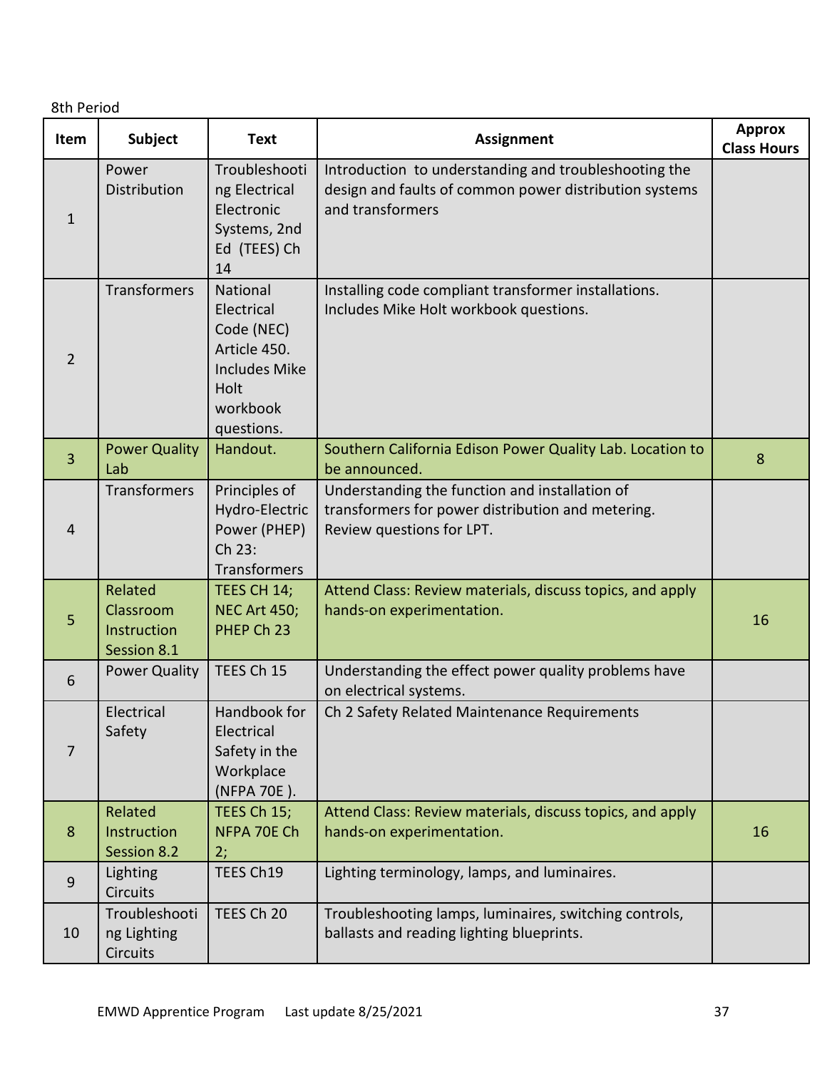8th Period

| Item | Subject | Text | Assignment | Approx Class Hours |
|---|---|---|---|---|
| 1 | Power Distribution | Troubleshooting Electrical Electronic Systems, 2nd Ed (TEES) Ch 14 | Introduction to understanding and troubleshooting the design and faults of common power distribution systems and transformers | |
| 2 | Transformers | National Electrical Code (NEC) Article 450. Includes Mike Holt workbook questions. | Installing code compliant transformer installations. Includes Mike Holt workbook questions. | |
| 3 | Power Quality Lab | Handout. | Southern California Edison Power Quality Lab. Location to be announced. | 8 |
| 4 | Transformers | Principles of Hydro-Electric Power (PHEP) Ch 23: Transformers | Understanding the function and installation of transformers for power distribution and metering. Review questions for LPT. | |
| 5 | Related Classroom Instruction Session 8.1 | TEES CH 14; NEC Art 450; PHEP Ch 23 | Attend Class: Review materials, discuss topics, and apply hands-on experimentation. | 16 |
| 6 | Power Quality | TEES Ch 15 | Understanding the effect power quality problems have on electrical systems. | |
| 7 | Electrical Safety | Handbook for Electrical Safety in the Workplace (NFPA 70E ). | Ch 2 Safety Related Maintenance Requirements | |
| 8 | Related Instruction Session 8.2 | TEES Ch 15; NFPA 70E Ch 2; | Attend Class: Review materials, discuss topics, and apply hands-on experimentation. | 16 |
| 9 | Lighting Circuits | TEES Ch19 | Lighting terminology, lamps, and luminaires. | |
| 10 | Troubleshooting Lighting Circuits | TEES Ch 20 | Troubleshooting lamps, luminaires, switching controls, ballasts and reading lighting blueprints. | |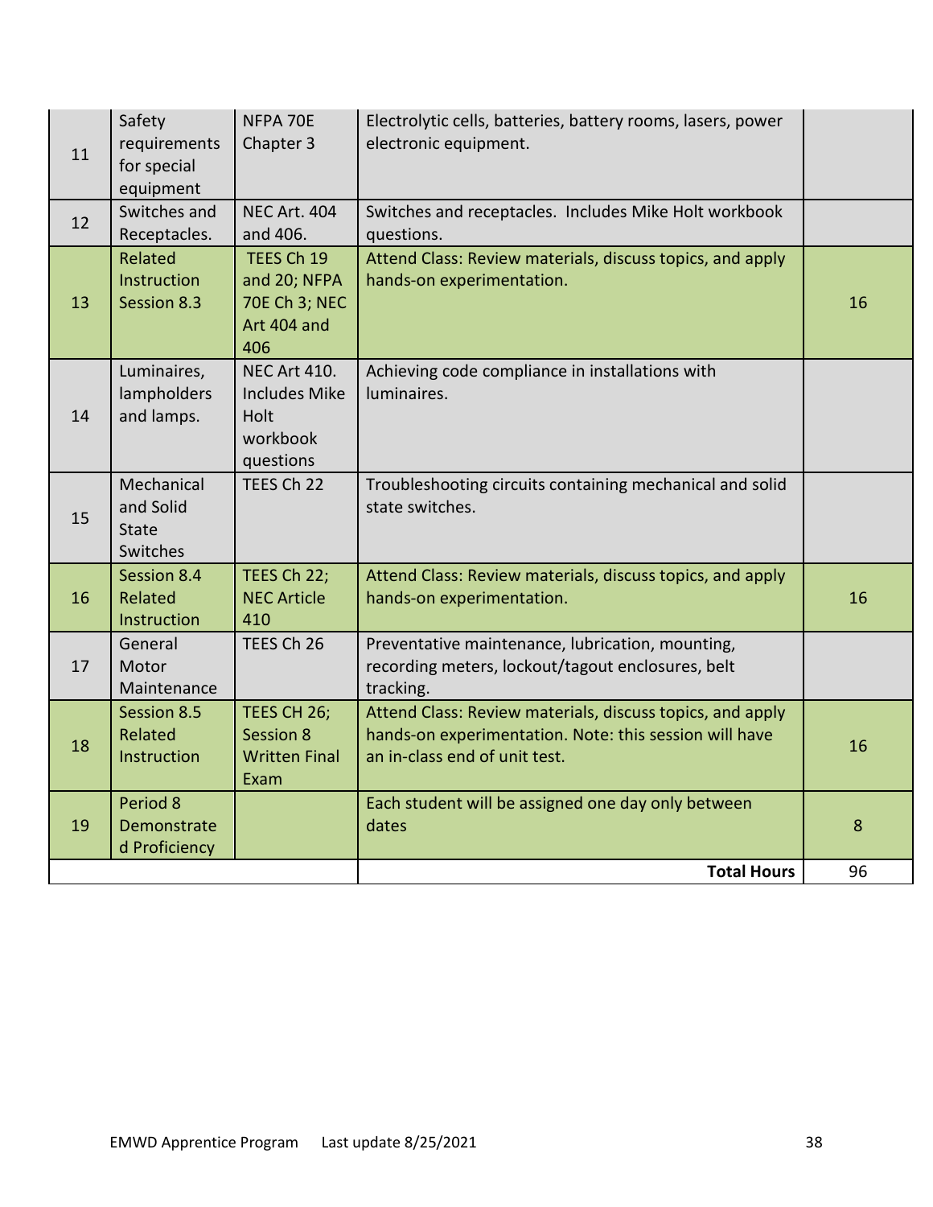| | | | | |
|---|---|---|---|---|
| 11 | Safety requirements for special equipment | NFPA 70E Chapter 3 | Electrolytic cells, batteries, battery rooms, lasers, power electronic equipment. | |
| 12 | Switches and Receptacles. | NEC Art. 404 and 406. | Switches and receptacles. Includes Mike Holt workbook questions. | |
| 13 | Related Instruction Session 8.3 | TEES Ch 19 and 20; NFPA 70E Ch 3; NEC Art 404 and 406 | Attend Class: Review materials, discuss topics, and apply hands-on experimentation. | 16 |
| 14 | Luminaires, lampholders and lamps. | NEC Art 410. Includes Mike Holt workbook questions | Achieving code compliance in installations with luminaires. | |
| 15 | Mechanical and Solid State Switches | TEES Ch 22 | Troubleshooting circuits containing mechanical and solid state switches. | |
| 16 | Session 8.4 Related Instruction | TEES Ch 22; NEC Article 410 | Attend Class: Review materials, discuss topics, and apply hands-on experimentation. | 16 |
| 17 | General Motor Maintenance | TEES Ch 26 | Preventative maintenance, lubrication, mounting, recording meters, lockout/tagout enclosures, belt tracking. | |
| 18 | Session 8.5 Related Instruction | TEES CH 26; Session 8 Written Final Exam | Attend Class: Review materials, discuss topics, and apply hands-on experimentation. Note: this session will have an in-class end of unit test. | 16 |
| 19 | Period 8 Demonstrated Proficiency | | Each student will be assigned one day only between dates | 8 |
| | | | **Total Hours** | 96 |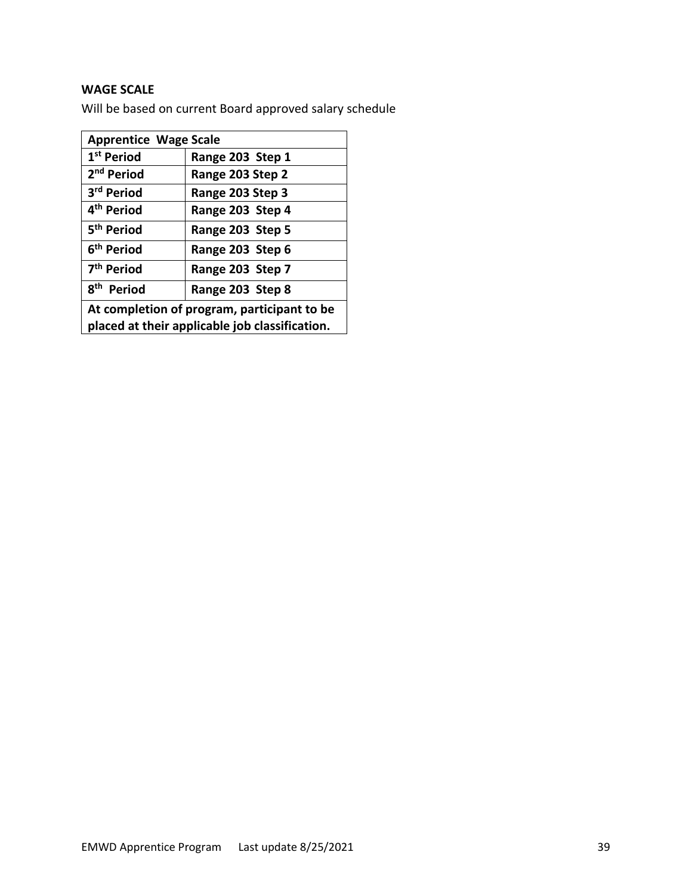**WAGE SCALE**

Will be based on current Board approved salary schedule

| Apprentice Wage Scale | |
|---|---|
| 1st Period | Range 203 Step 1 |
| 2nd Period | Range 203 Step 2 |
| 3rd Period | Range 203 Step 3 |
| 4th Period | Range 203 Step 4 |
| 5th Period | Range 203 Step 5 |
| 6th Period | Range 203 Step 6 |
| 7th Period | Range 203 Step 7 |
| 8th Period | Range 203 Step 8 |
| At completion of program, participant to be placed at their applicable job classification. | |